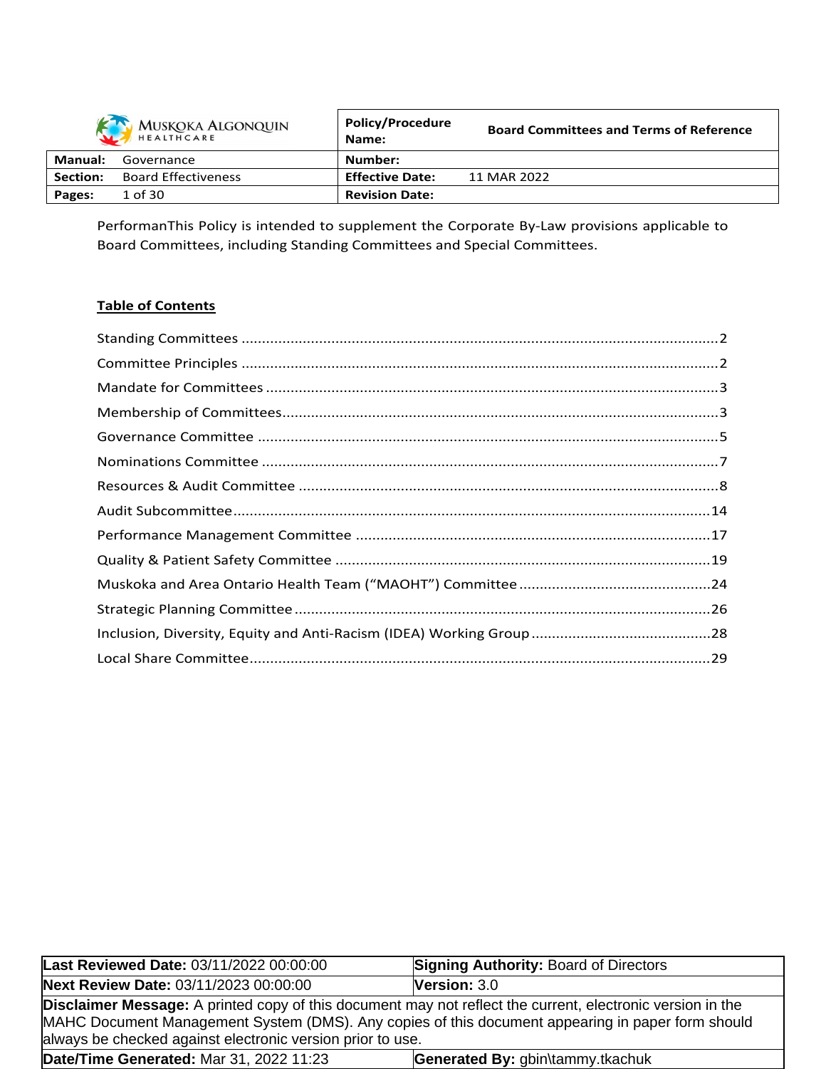| Muskoka Algonquin Healthcare | | Policy/Procedure Name: | Board Committees and Terms of Reference |
|---|---|---|---|
| **Manual:** | Governance | **Number:** | |
| **Section:** | Board Effectiveness | **Effective Date:** | 11 MAR 2022 |
| **Pages:** | 1 of 30 | **Revision Date:** | |

PerformanThis Policy is intended to supplement the Corporate By-Law provisions applicable to Board Committees, including Standing Committees and Special Committees.

**Table of Contents**

Standing Committees ....................................................................................................2

Committee Principles ....................................................................................................2

Mandate for Committees ..............................................................................................3

Membership of Committees..........................................................................................3

Governance Committee ................................................................................................5

Nominations Committee ...............................................................................................7

Resources & Audit Committee ......................................................................................8

Audit Subcommittee....................................................................................................14

Performance Management Committee ......................................................................17

Quality & Patient Safety Committee ...........................................................................19

Muskoka and Area Ontario Health Team (“MAOHT”) Committee ...............................24

Strategic Planning Committee .....................................................................................26

Inclusion, Diversity, Equity and Anti-Racism (IDEA) Working Group ............................28

Local Share Committee................................................................................................29

| **Last Reviewed Date:** 03/11/2022 00:00:00 | **Signing Authority:** Board of Directors |
|---|---|
| **Next Review Date:** 03/11/2023 00:00:00 | **Version:** 3.0 |
| **Disclaimer Message:** A printed copy of this document may not reflect the current, electronic version in the MAHC Document Management System (DMS). Any copies of this document appearing in paper form should always be checked against electronic version prior to use. | |
| **Date/Time Generated:** Mar 31, 2022 11:23 | **Generated By:** gbin\tammy.tkachuk |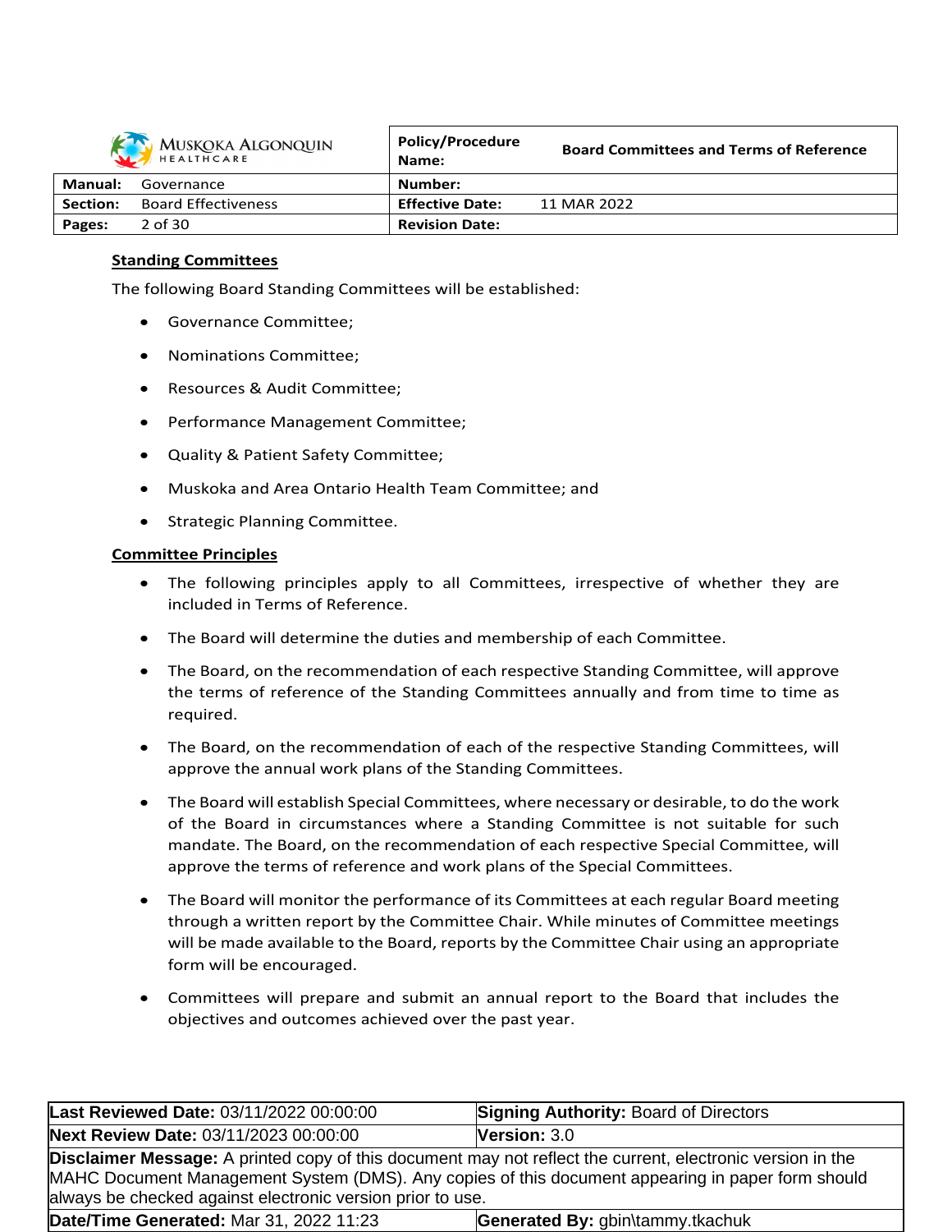## Standing Committees

The following Board Standing Committees will be established:

- Governance Committee;
- Nominations Committee;
- Resources & Audit Committee;
- Performance Management Committee;
- Quality & Patient Safety Committee;
- Muskoka and Area Ontario Health Team Committee; and
- Strategic Planning Committee.

## Committee Principles

- The following principles apply to all Committees, irrespective of whether they are included in Terms of Reference.
- The Board will determine the duties and membership of each Committee.
- The Board, on the recommendation of each respective Standing Committee, will approve the terms of reference of the Standing Committees annually and from time to time as required.
- The Board, on the recommendation of each of the respective Standing Committees, will approve the annual work plans of the Standing Committees.
- The Board will establish Special Committees, where necessary or desirable, to do the work of the Board in circumstances where a Standing Committee is not suitable for such mandate. The Board, on the recommendation of each respective Special Committee, will approve the terms of reference and work plans of the Special Committees.
- The Board will monitor the performance of its Committees at each regular Board meeting through a written report by the Committee Chair. While minutes of Committee meetings will be made available to the Board, reports by the Committee Chair using an appropriate form will be encouraged.
- Committees will prepare and submit an annual report to the Board that includes the objectives and outcomes achieved over the past year.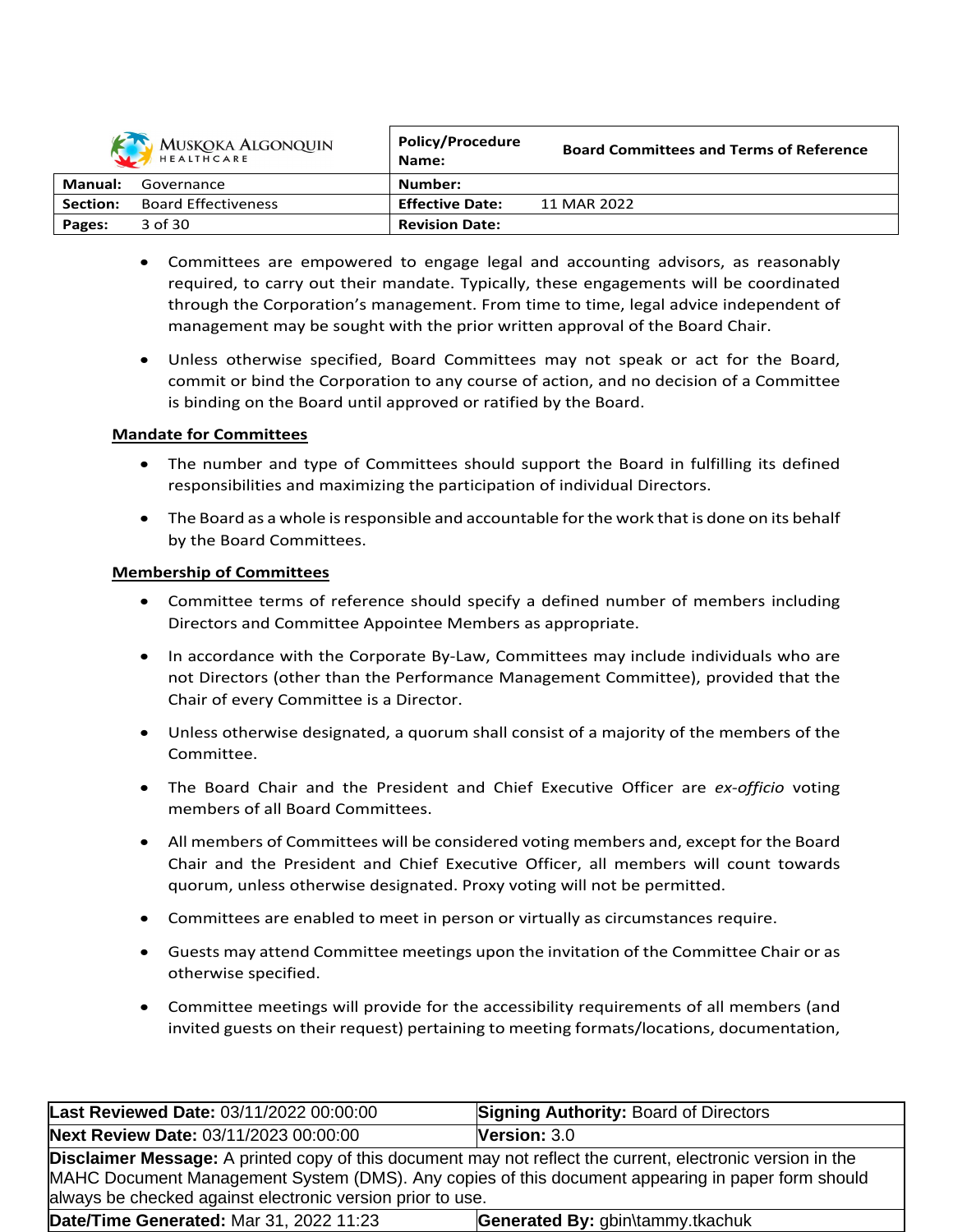- Committees are empowered to engage legal and accounting advisors, as reasonably required, to carry out their mandate. Typically, these engagements will be coordinated through the Corporation's management. From time to time, legal advice independent of management may be sought with the prior written approval of the Board Chair.

- Unless otherwise specified, Board Committees may not speak or act for the Board, commit or bind the Corporation to any course of action, and no decision of a Committee is binding on the Board until approved or ratified by the Board.

**Mandate for Committees**

- The number and type of Committees should support the Board in fulfilling its defined responsibilities and maximizing the participation of individual Directors.

- The Board as a whole is responsible and accountable for the work that is done on its behalf by the Board Committees.

**Membership of Committees**

- Committee terms of reference should specify a defined number of members including Directors and Committee Appointee Members as appropriate.

- In accordance with the Corporate By-Law, Committees may include individuals who are not Directors (other than the Performance Management Committee), provided that the Chair of every Committee is a Director.

- Unless otherwise designated, a quorum shall consist of a majority of the members of the Committee.

- The Board Chair and the President and Chief Executive Officer are *ex-officio* voting members of all Board Committees.

- All members of Committees will be considered voting members and, except for the Board Chair and the President and Chief Executive Officer, all members will count towards quorum, unless otherwise designated. Proxy voting will not be permitted.

- Committees are enabled to meet in person or virtually as circumstances require.

- Guests may attend Committee meetings upon the invitation of the Committee Chair or as otherwise specified.

- Committee meetings will provide for the accessibility requirements of all members (and invited guests on their request) pertaining to meeting formats/locations, documentation,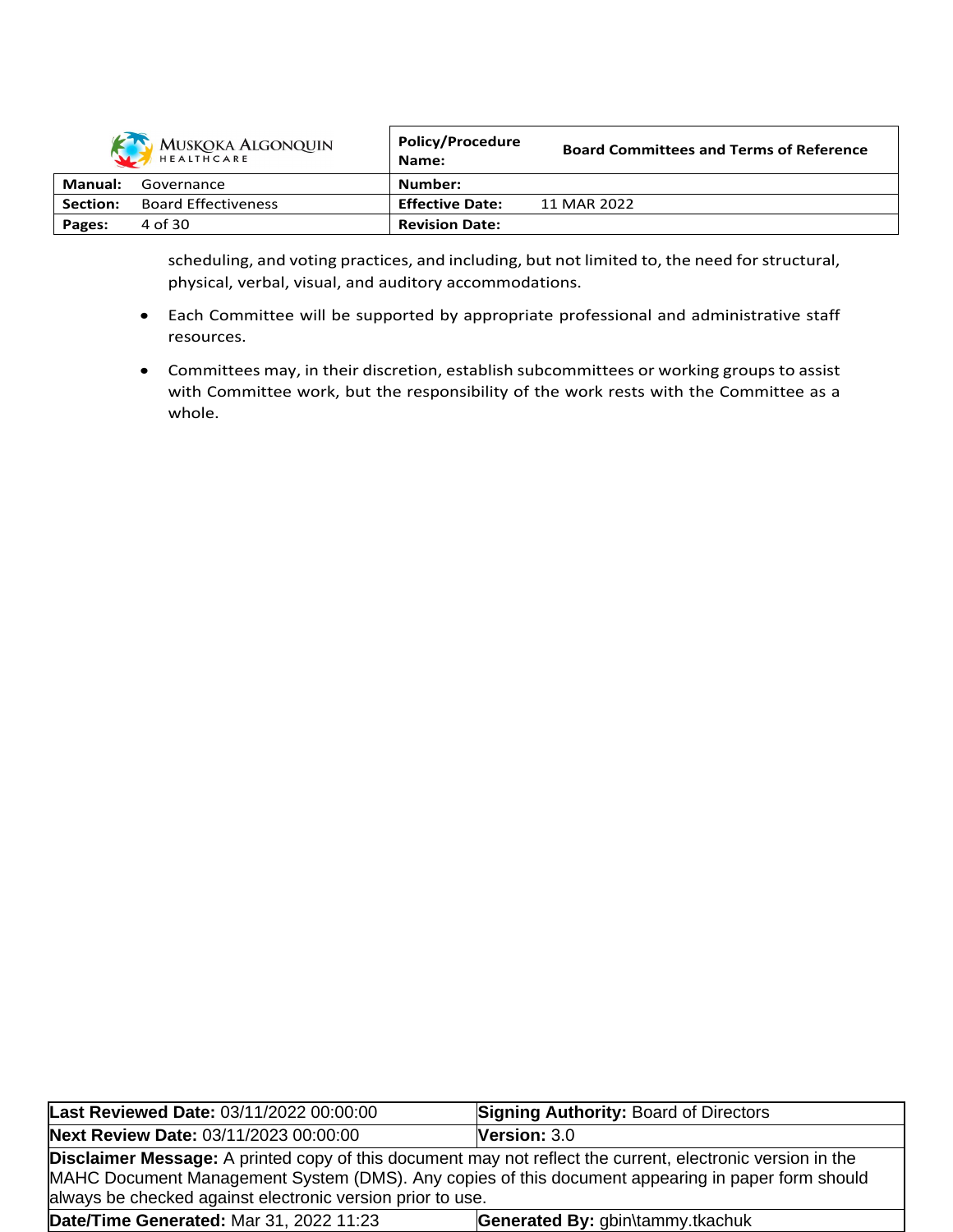scheduling, and voting practices, and including, but not limited to, the need for structural, physical, verbal, visual, and auditory accommodations.

- Each Committee will be supported by appropriate professional and administrative staff resources.
- Committees may, in their discretion, establish subcommittees or working groups to assist with Committee work, but the responsibility of the work rests with the Committee as a whole.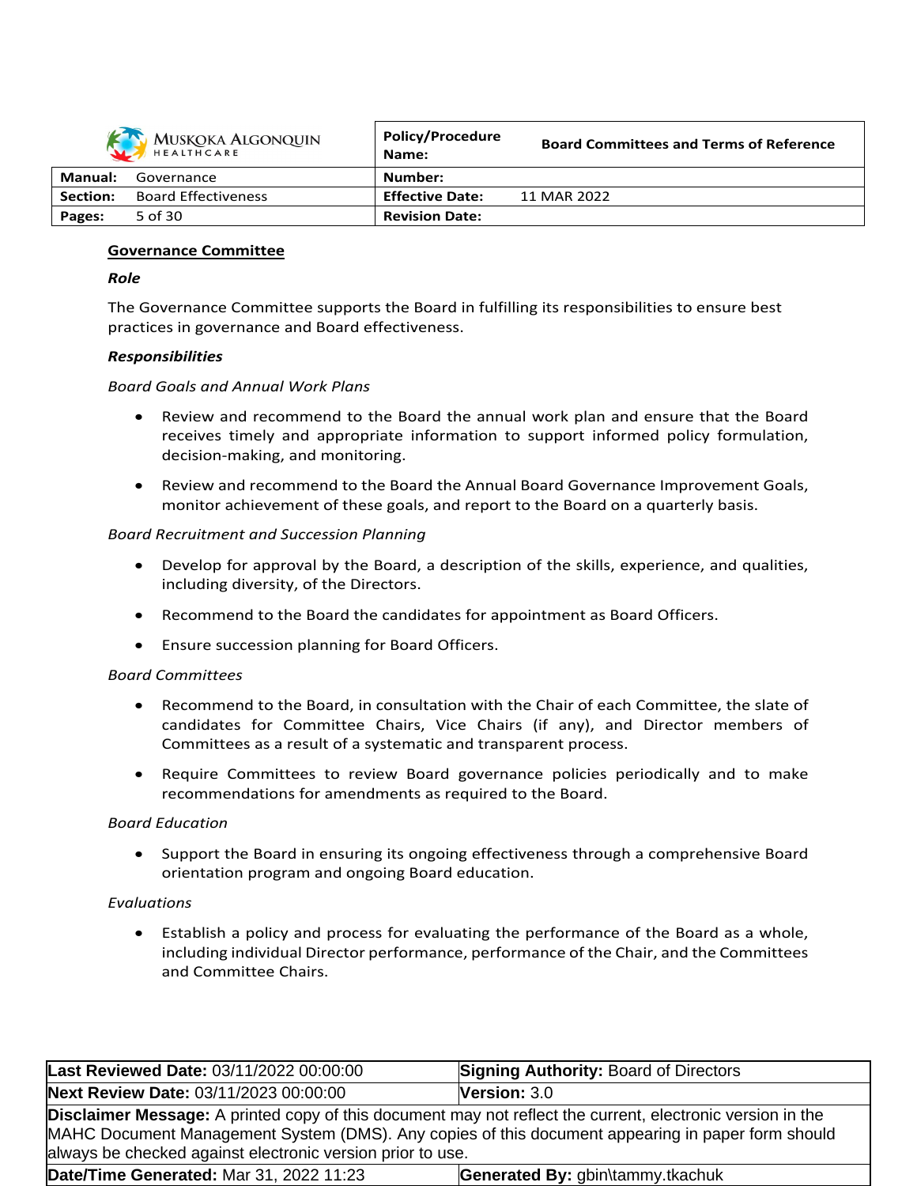## Governance Committee

***Role***

The Governance Committee supports the Board in fulfilling its responsibilities to ensure best practices in governance and Board effectiveness.

***Responsibilities***

*Board Goals and Annual Work Plans*

- Review and recommend to the Board the annual work plan and ensure that the Board receives timely and appropriate information to support informed policy formulation, decision-making, and monitoring.
- Review and recommend to the Board the Annual Board Governance Improvement Goals, monitor achievement of these goals, and report to the Board on a quarterly basis.

*Board Recruitment and Succession Planning*

- Develop for approval by the Board, a description of the skills, experience, and qualities, including diversity, of the Directors.
- Recommend to the Board the candidates for appointment as Board Officers.
- Ensure succession planning for Board Officers.

*Board Committees*

- Recommend to the Board, in consultation with the Chair of each Committee, the slate of candidates for Committee Chairs, Vice Chairs (if any), and Director members of Committees as a result of a systematic and transparent process.
- Require Committees to review Board governance policies periodically and to make recommendations for amendments as required to the Board.

*Board Education*

- Support the Board in ensuring its ongoing effectiveness through a comprehensive Board orientation program and ongoing Board education.

*Evaluations*

- Establish a policy and process for evaluating the performance of the Board as a whole, including individual Director performance, performance of the Chair, and the Committees and Committee Chairs.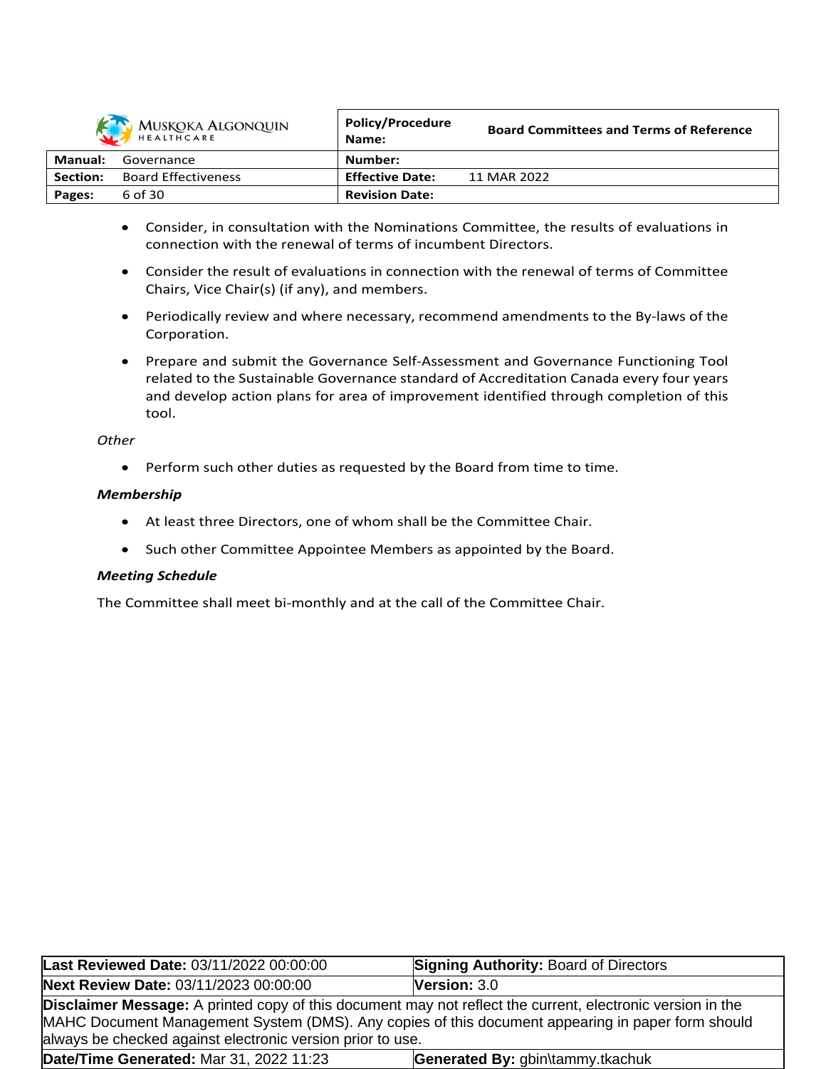- Consider, in consultation with the Nominations Committee, the results of evaluations in connection with the renewal of terms of incumbent Directors.
- Consider the result of evaluations in connection with the renewal of terms of Committee Chairs, Vice Chair(s) (if any), and members.
- Periodically review and where necessary, recommend amendments to the By-laws of the Corporation.
- Prepare and submit the Governance Self-Assessment and Governance Functioning Tool related to the Sustainable Governance standard of Accreditation Canada every four years and develop action plans for area of improvement identified through completion of this tool.

*Other*

- Perform such other duties as requested by the Board from time to time.

***Membership***

- At least three Directors, one of whom shall be the Committee Chair.
- Such other Committee Appointee Members as appointed by the Board.

***Meeting Schedule***

The Committee shall meet bi-monthly and at the call of the Committee Chair.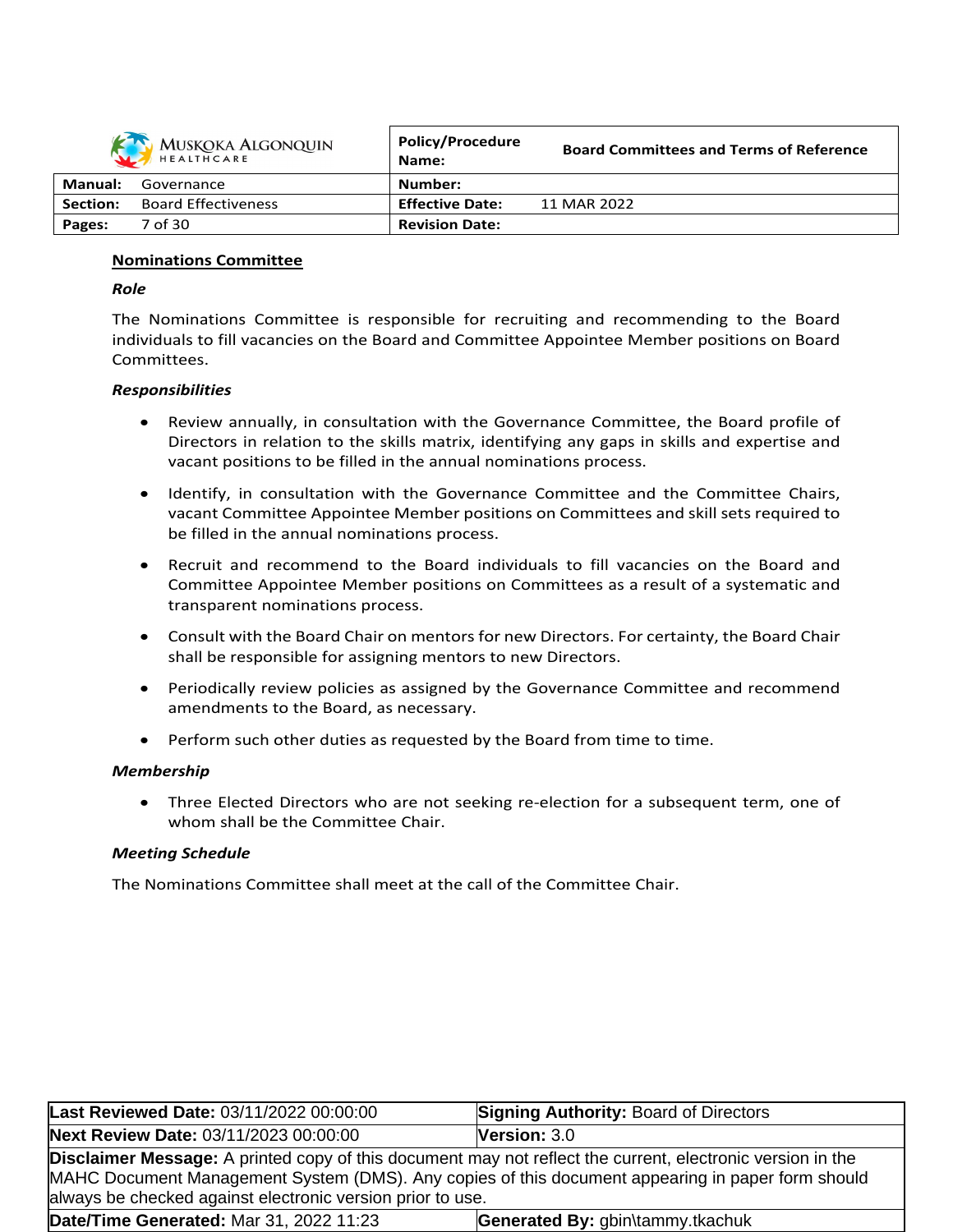## Nominations Committee

### *Role*

The Nominations Committee is responsible for recruiting and recommending to the Board individuals to fill vacancies on the Board and Committee Appointee Member positions on Board Committees.

### *Responsibilities*

- Review annually, in consultation with the Governance Committee, the Board profile of Directors in relation to the skills matrix, identifying any gaps in skills and expertise and vacant positions to be filled in the annual nominations process.
- Identify, in consultation with the Governance Committee and the Committee Chairs, vacant Committee Appointee Member positions on Committees and skill sets required to be filled in the annual nominations process.
- Recruit and recommend to the Board individuals to fill vacancies on the Board and Committee Appointee Member positions on Committees as a result of a systematic and transparent nominations process.
- Consult with the Board Chair on mentors for new Directors. For certainty, the Board Chair shall be responsible for assigning mentors to new Directors.
- Periodically review policies as assigned by the Governance Committee and recommend amendments to the Board, as necessary.
- Perform such other duties as requested by the Board from time to time.

### *Membership*

- Three Elected Directors who are not seeking re-election for a subsequent term, one of whom shall be the Committee Chair.

### *Meeting Schedule*

The Nominations Committee shall meet at the call of the Committee Chair.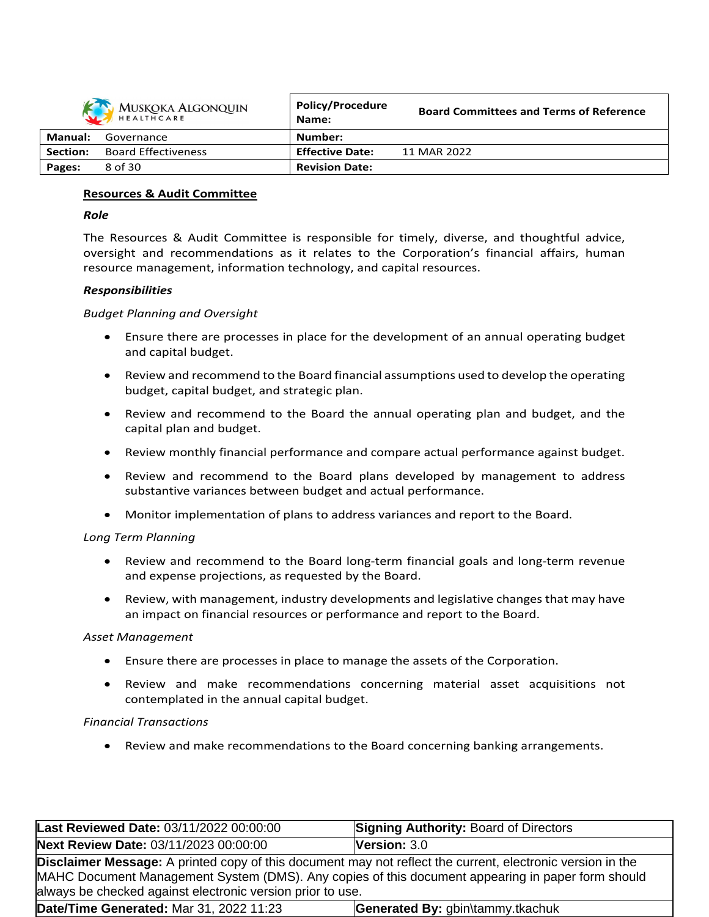## Resources & Audit Committee

***Role***

The Resources & Audit Committee is responsible for timely, diverse, and thoughtful advice, oversight and recommendations as it relates to the Corporation's financial affairs, human resource management, information technology, and capital resources.

***Responsibilities***

*Budget Planning and Oversight*

- Ensure there are processes in place for the development of an annual operating budget and capital budget.
- Review and recommend to the Board financial assumptions used to develop the operating budget, capital budget, and strategic plan.
- Review and recommend to the Board the annual operating plan and budget, and the capital plan and budget.
- Review monthly financial performance and compare actual performance against budget.
- Review and recommend to the Board plans developed by management to address substantive variances between budget and actual performance.
- Monitor implementation of plans to address variances and report to the Board.

*Long Term Planning*

- Review and recommend to the Board long-term financial goals and long-term revenue and expense projections, as requested by the Board.
- Review, with management, industry developments and legislative changes that may have an impact on financial resources or performance and report to the Board.

*Asset Management*

- Ensure there are processes in place to manage the assets of the Corporation.
- Review and make recommendations concerning material asset acquisitions not contemplated in the annual capital budget.

*Financial Transactions*

- Review and make recommendations to the Board concerning banking arrangements.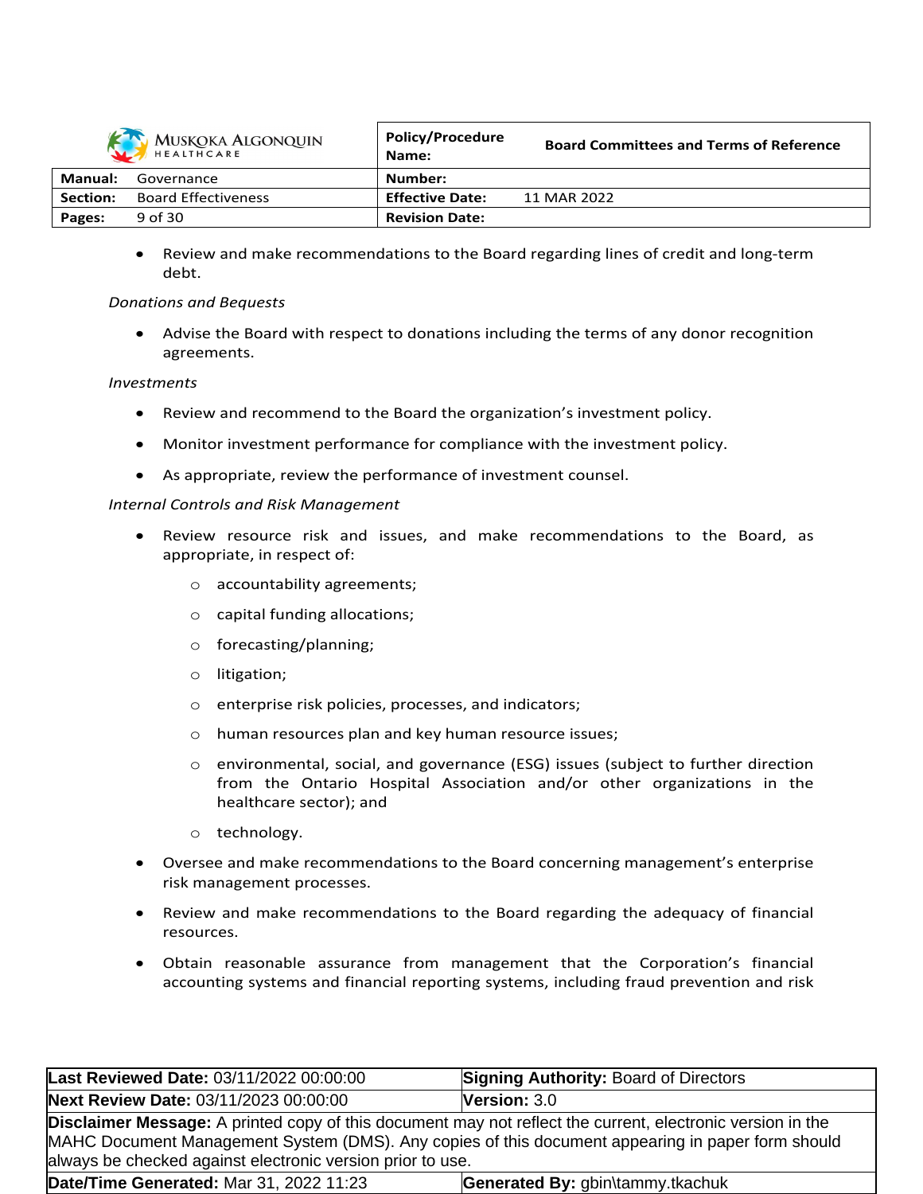- Review and make recommendations to the Board regarding lines of credit and long-term debt.

*Donations and Bequests*

- Advise the Board with respect to donations including the terms of any donor recognition agreements.

*Investments*

- Review and recommend to the Board the organization's investment policy.
- Monitor investment performance for compliance with the investment policy.
- As appropriate, review the performance of investment counsel.

*Internal Controls and Risk Management*

- Review resource risk and issues, and make recommendations to the Board, as appropriate, in respect of:
  - accountability agreements;
  - capital funding allocations;
  - forecasting/planning;
  - litigation;
  - enterprise risk policies, processes, and indicators;
  - human resources plan and key human resource issues;
  - environmental, social, and governance (ESG) issues (subject to further direction from the Ontario Hospital Association and/or other organizations in the healthcare sector); and
  - technology.
- Oversee and make recommendations to the Board concerning management's enterprise risk management processes.
- Review and make recommendations to the Board regarding the adequacy of financial resources.
- Obtain reasonable assurance from management that the Corporation's financial accounting systems and financial reporting systems, including fraud prevention and risk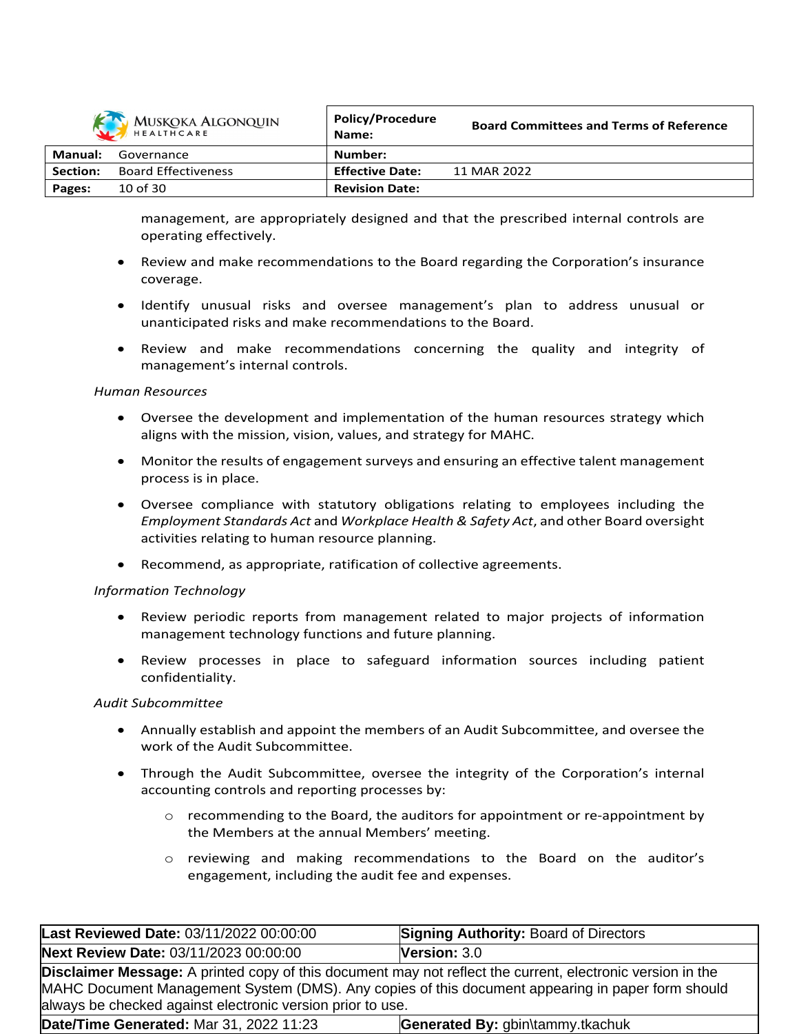management, are appropriately designed and that the prescribed internal controls are operating effectively.

- Review and make recommendations to the Board regarding the Corporation's insurance coverage.
- Identify unusual risks and oversee management's plan to address unusual or unanticipated risks and make recommendations to the Board.
- Review and make recommendations concerning the quality and integrity of management's internal controls.

*Human Resources*

- Oversee the development and implementation of the human resources strategy which aligns with the mission, vision, values, and strategy for MAHC.
- Monitor the results of engagement surveys and ensuring an effective talent management process is in place.
- Oversee compliance with statutory obligations relating to employees including the *Employment Standards Act* and *Workplace Health & Safety Act*, and other Board oversight activities relating to human resource planning.
- Recommend, as appropriate, ratification of collective agreements.

*Information Technology*

- Review periodic reports from management related to major projects of information management technology functions and future planning.
- Review processes in place to safeguard information sources including patient confidentiality.

*Audit Subcommittee*

- Annually establish and appoint the members of an Audit Subcommittee, and oversee the work of the Audit Subcommittee.
- Through the Audit Subcommittee, oversee the integrity of the Corporation's internal accounting controls and reporting processes by:
  - recommending to the Board, the auditors for appointment or re-appointment by the Members at the annual Members' meeting.
  - reviewing and making recommendations to the Board on the auditor's engagement, including the audit fee and expenses.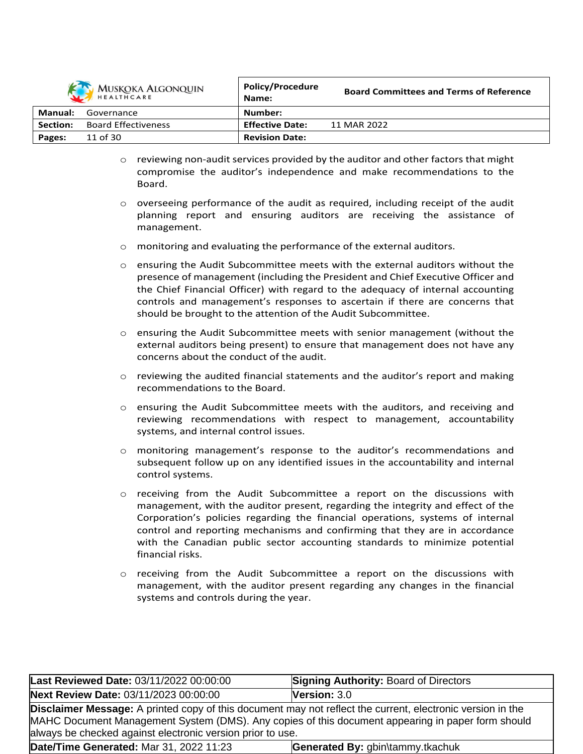- reviewing non-audit services provided by the auditor and other factors that might compromise the auditor's independence and make recommendations to the Board.
- overseeing performance of the audit as required, including receipt of the audit planning report and ensuring auditors are receiving the assistance of management.
- monitoring and evaluating the performance of the external auditors.
- ensuring the Audit Subcommittee meets with the external auditors without the presence of management (including the President and Chief Executive Officer and the Chief Financial Officer) with regard to the adequacy of internal accounting controls and management's responses to ascertain if there are concerns that should be brought to the attention of the Audit Subcommittee.
- ensuring the Audit Subcommittee meets with senior management (without the external auditors being present) to ensure that management does not have any concerns about the conduct of the audit.
- reviewing the audited financial statements and the auditor's report and making recommendations to the Board.
- ensuring the Audit Subcommittee meets with the auditors, and receiving and reviewing recommendations with respect to management, accountability systems, and internal control issues.
- monitoring management's response to the auditor's recommendations and subsequent follow up on any identified issues in the accountability and internal control systems.
- receiving from the Audit Subcommittee a report on the discussions with management, with the auditor present, regarding the integrity and effect of the Corporation's policies regarding the financial operations, systems of internal control and reporting mechanisms and confirming that they are in accordance with the Canadian public sector accounting standards to minimize potential financial risks.
- receiving from the Audit Subcommittee a report on the discussions with management, with the auditor present regarding any changes in the financial systems and controls during the year.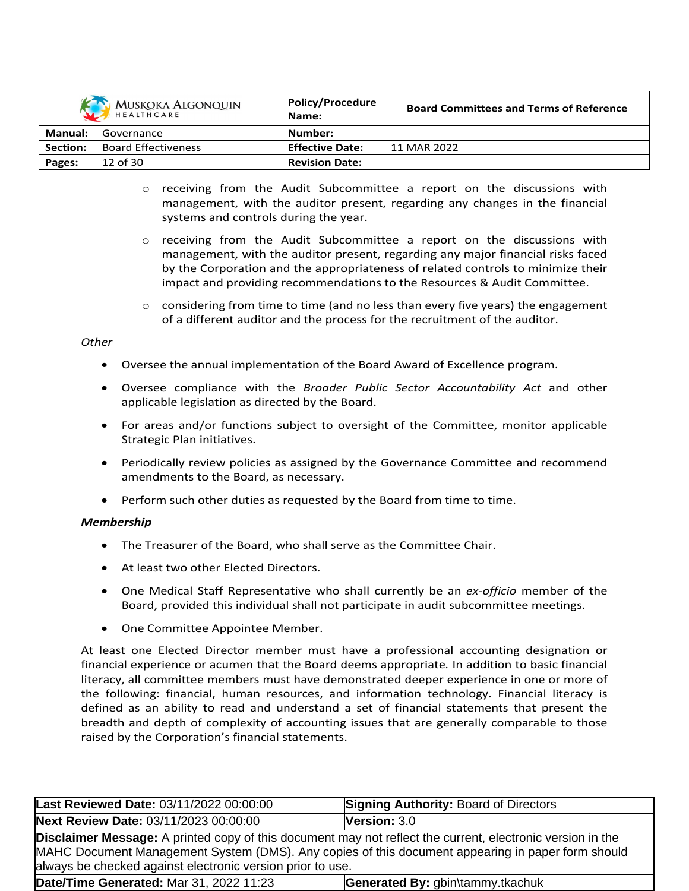- receiving from the Audit Subcommittee a report on the discussions with management, with the auditor present, regarding any changes in the financial systems and controls during the year.
- receiving from the Audit Subcommittee a report on the discussions with management, with the auditor present, regarding any major financial risks faced by the Corporation and the appropriateness of related controls to minimize their impact and providing recommendations to the Resources & Audit Committee.
- considering from time to time (and no less than every five years) the engagement of a different auditor and the process for the recruitment of the auditor.

*Other*

- Oversee the annual implementation of the Board Award of Excellence program.
- Oversee compliance with the *Broader Public Sector Accountability Act* and other applicable legislation as directed by the Board.
- For areas and/or functions subject to oversight of the Committee, monitor applicable Strategic Plan initiatives.
- Periodically review policies as assigned by the Governance Committee and recommend amendments to the Board, as necessary.
- Perform such other duties as requested by the Board from time to time.

***Membership***

- The Treasurer of the Board, who shall serve as the Committee Chair.
- At least two other Elected Directors.
- One Medical Staff Representative who shall currently be an *ex-officio* member of the Board, provided this individual shall not participate in audit subcommittee meetings.
- One Committee Appointee Member.

At least one Elected Director member must have a professional accounting designation or financial experience or acumen that the Board deems appropriate. In addition to basic financial literacy, all committee members must have demonstrated deeper experience in one or more of the following: financial, human resources, and information technology. Financial literacy is defined as an ability to read and understand a set of financial statements that present the breadth and depth of complexity of accounting issues that are generally comparable to those raised by the Corporation's financial statements.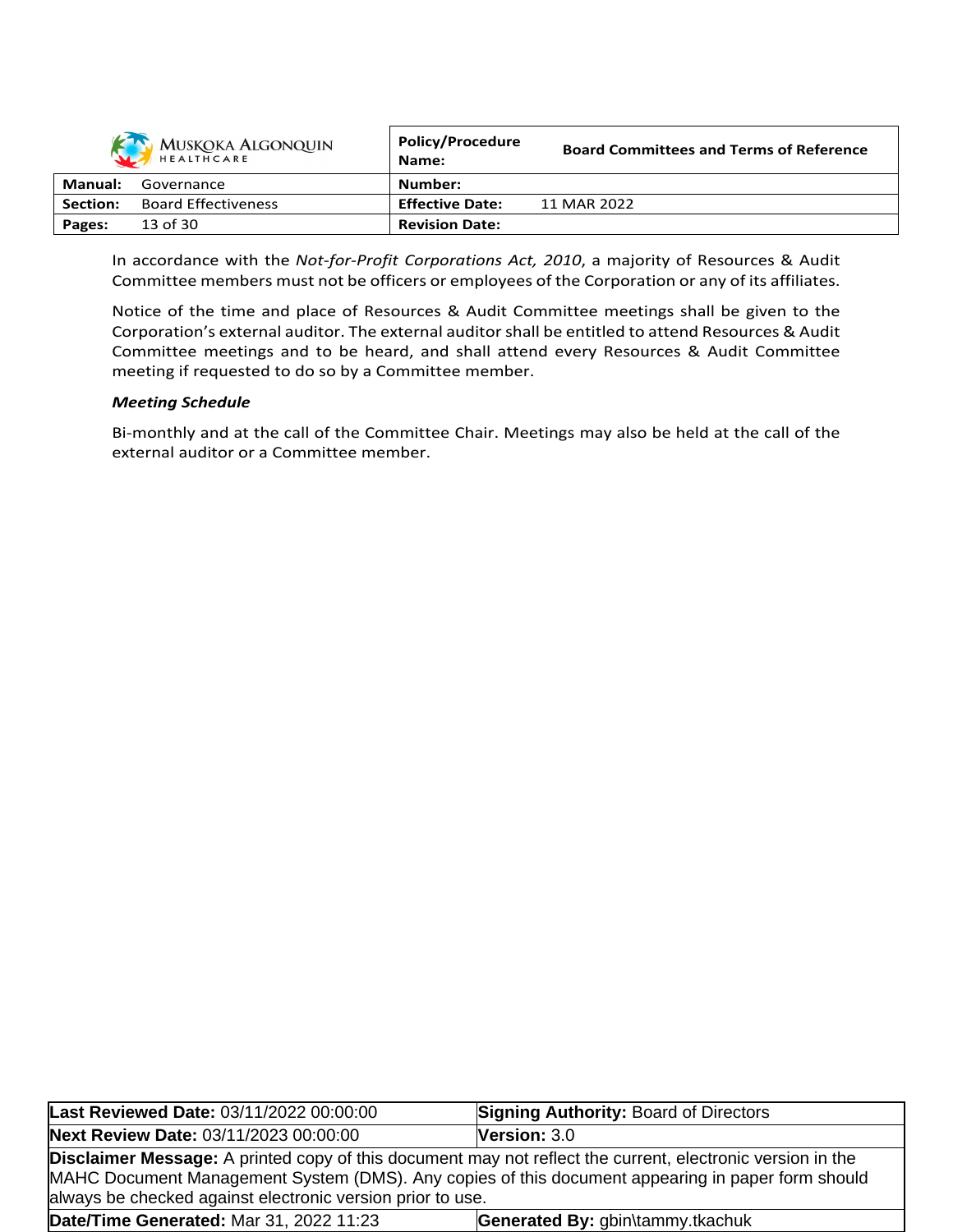In accordance with the *Not-for-Profit Corporations Act, 2010*, a majority of Resources & Audit Committee members must not be officers or employees of the Corporation or any of its affiliates.

Notice of the time and place of Resources & Audit Committee meetings shall be given to the Corporation's external auditor. The external auditor shall be entitled to attend Resources & Audit Committee meetings and to be heard, and shall attend every Resources & Audit Committee meeting if requested to do so by a Committee member.

***Meeting Schedule***

Bi-monthly and at the call of the Committee Chair. Meetings may also be held at the call of the external auditor or a Committee member.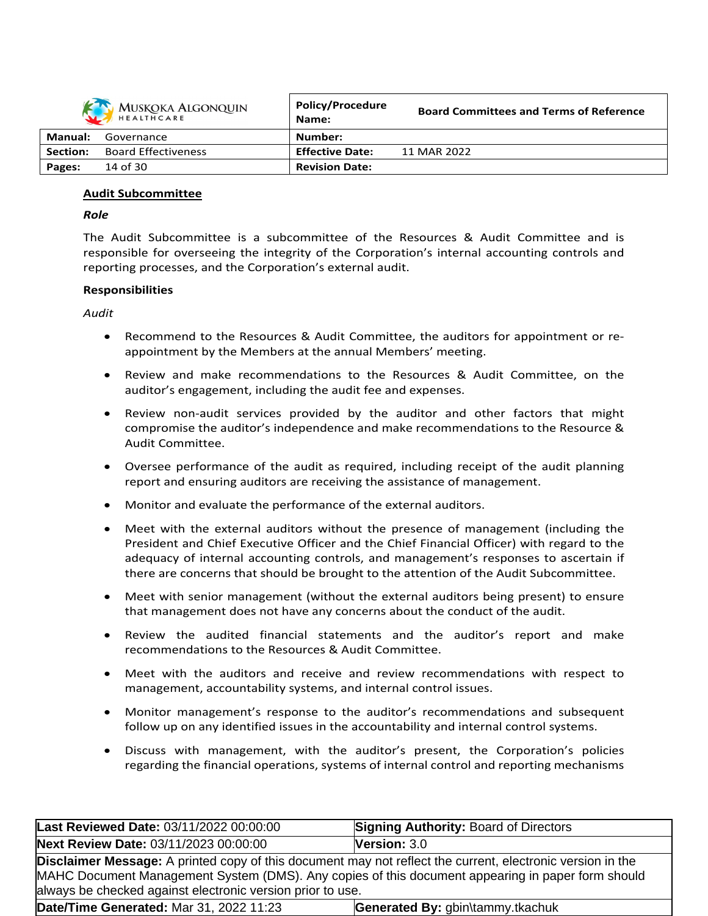**Audit Subcommittee**

***Role***

The Audit Subcommittee is a subcommittee of the Resources & Audit Committee and is responsible for overseeing the integrity of the Corporation's internal accounting controls and reporting processes, and the Corporation's external audit.

**Responsibilities**

*Audit*

- Recommend to the Resources & Audit Committee, the auditors for appointment or re-appointment by the Members at the annual Members' meeting.
- Review and make recommendations to the Resources & Audit Committee, on the auditor's engagement, including the audit fee and expenses.
- Review non-audit services provided by the auditor and other factors that might compromise the auditor's independence and make recommendations to the Resource & Audit Committee.
- Oversee performance of the audit as required, including receipt of the audit planning report and ensuring auditors are receiving the assistance of management.
- Monitor and evaluate the performance of the external auditors.
- Meet with the external auditors without the presence of management (including the President and Chief Executive Officer and the Chief Financial Officer) with regard to the adequacy of internal accounting controls, and management's responses to ascertain if there are concerns that should be brought to the attention of the Audit Subcommittee.
- Meet with senior management (without the external auditors being present) to ensure that management does not have any concerns about the conduct of the audit.
- Review the audited financial statements and the auditor's report and make recommendations to the Resources & Audit Committee.
- Meet with the auditors and receive and review recommendations with respect to management, accountability systems, and internal control issues.
- Monitor management's response to the auditor's recommendations and subsequent follow up on any identified issues in the accountability and internal control systems.
- Discuss with management, with the auditor's present, the Corporation's policies regarding the financial operations, systems of internal control and reporting mechanisms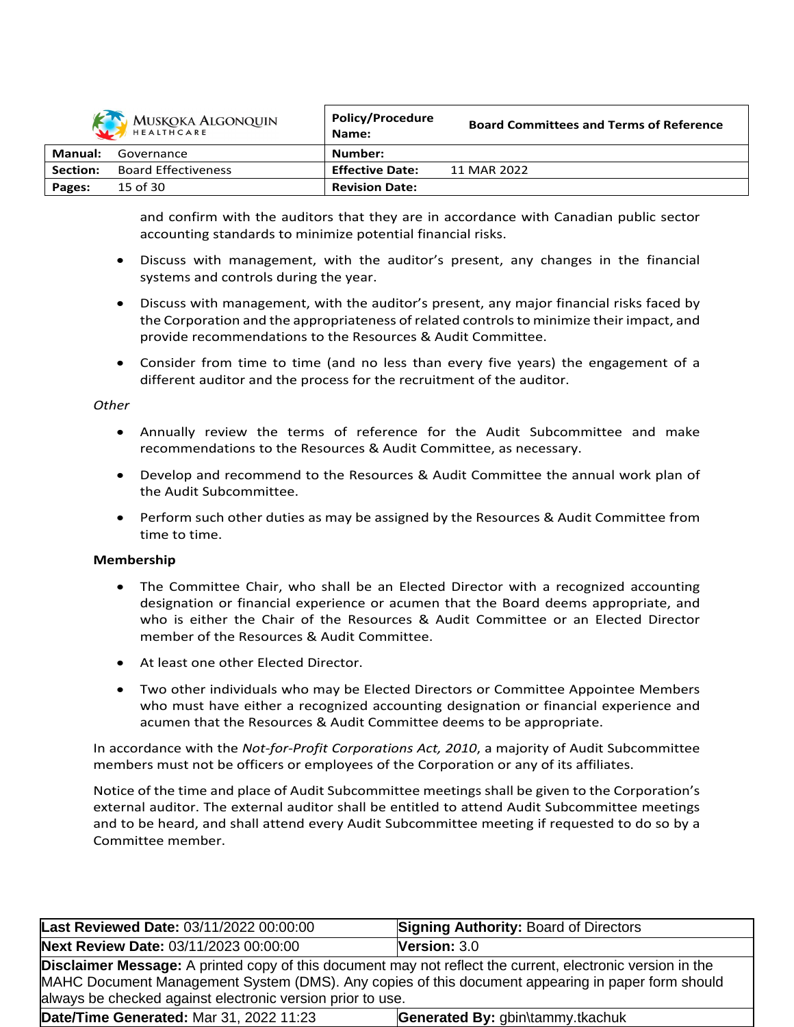and confirm with the auditors that they are in accordance with Canadian public sector accounting standards to minimize potential financial risks.

- Discuss with management, with the auditor's present, any changes in the financial systems and controls during the year.
- Discuss with management, with the auditor's present, any major financial risks faced by the Corporation and the appropriateness of related controls to minimize their impact, and provide recommendations to the Resources & Audit Committee.
- Consider from time to time (and no less than every five years) the engagement of a different auditor and the process for the recruitment of the auditor.

*Other*

- Annually review the terms of reference for the Audit Subcommittee and make recommendations to the Resources & Audit Committee, as necessary.
- Develop and recommend to the Resources & Audit Committee the annual work plan of the Audit Subcommittee.
- Perform such other duties as may be assigned by the Resources & Audit Committee from time to time.

**Membership**

- The Committee Chair, who shall be an Elected Director with a recognized accounting designation or financial experience or acumen that the Board deems appropriate, and who is either the Chair of the Resources & Audit Committee or an Elected Director member of the Resources & Audit Committee.
- At least one other Elected Director.
- Two other individuals who may be Elected Directors or Committee Appointee Members who must have either a recognized accounting designation or financial experience and acumen that the Resources & Audit Committee deems to be appropriate.

In accordance with the *Not-for-Profit Corporations Act, 2010*, a majority of Audit Subcommittee members must not be officers or employees of the Corporation or any of its affiliates.

Notice of the time and place of Audit Subcommittee meetings shall be given to the Corporation's external auditor. The external auditor shall be entitled to attend Audit Subcommittee meetings and to be heard, and shall attend every Audit Subcommittee meeting if requested to do so by a Committee member.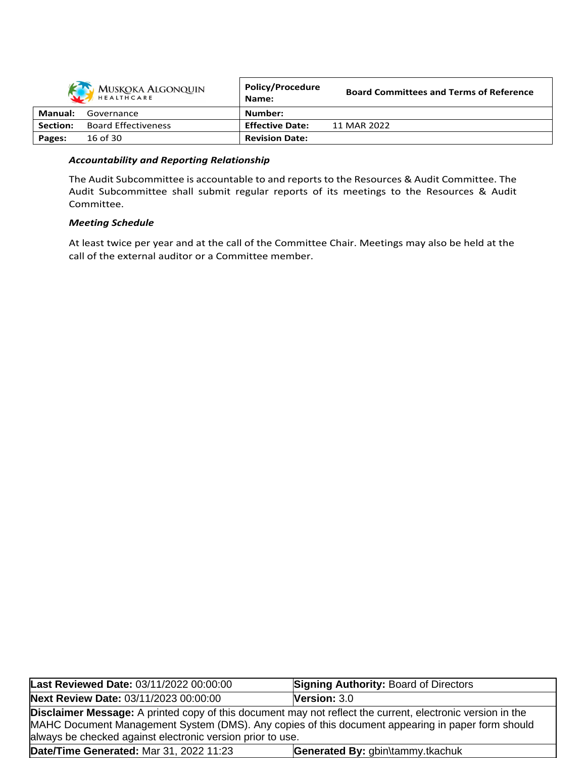***Accountability and Reporting Relationship***

The Audit Subcommittee is accountable to and reports to the Resources & Audit Committee. The Audit Subcommittee shall submit regular reports of its meetings to the Resources & Audit Committee.

***Meeting Schedule***

At least twice per year and at the call of the Committee Chair. Meetings may also be held at the call of the external auditor or a Committee member.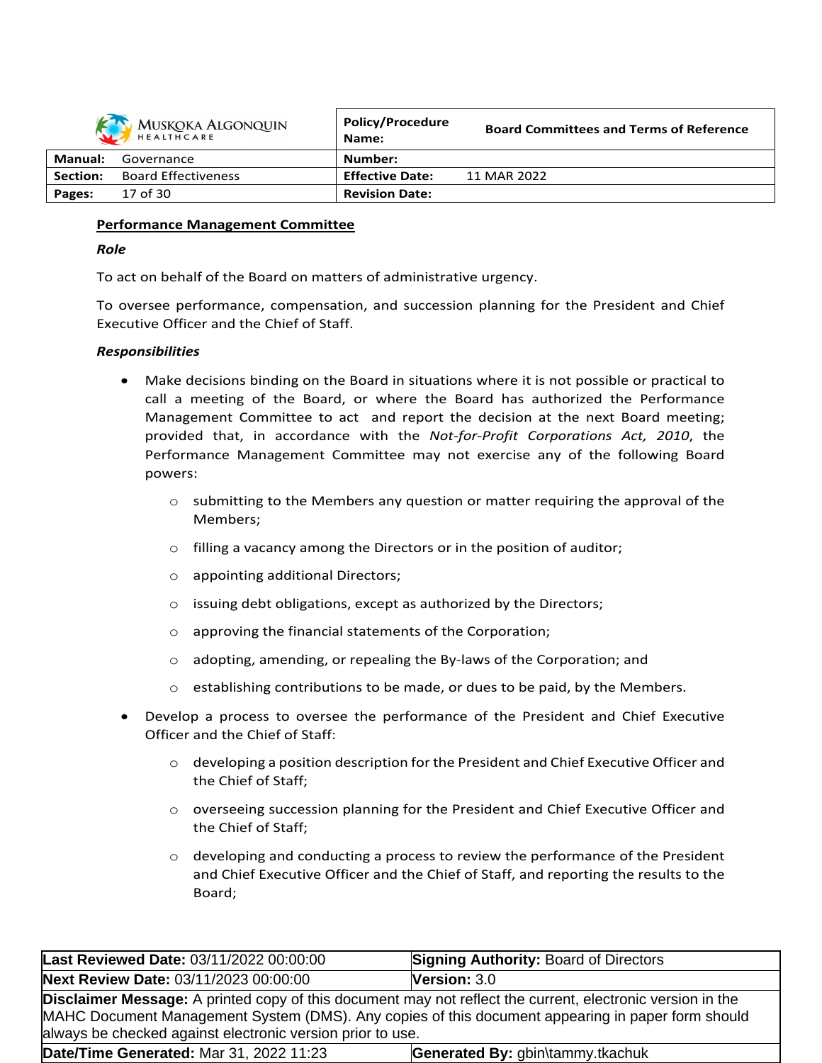## Performance Management Committee

***Role***

To act on behalf of the Board on matters of administrative urgency.

To oversee performance, compensation, and succession planning for the President and Chief Executive Officer and the Chief of Staff.

***Responsibilities***

- Make decisions binding on the Board in situations where it is not possible or practical to call a meeting of the Board, or where the Board has authorized the Performance Management Committee to act and report the decision at the next Board meeting; provided that, in accordance with the *Not-for-Profit Corporations Act, 2010*, the Performance Management Committee may not exercise any of the following Board powers:
  - submitting to the Members any question or matter requiring the approval of the Members;
  - filling a vacancy among the Directors or in the position of auditor;
  - appointing additional Directors;
  - issuing debt obligations, except as authorized by the Directors;
  - approving the financial statements of the Corporation;
  - adopting, amending, or repealing the By-laws of the Corporation; and
  - establishing contributions to be made, or dues to be paid, by the Members.
- Develop a process to oversee the performance of the President and Chief Executive Officer and the Chief of Staff:
  - developing a position description for the President and Chief Executive Officer and the Chief of Staff;
  - overseeing succession planning for the President and Chief Executive Officer and the Chief of Staff;
  - developing and conducting a process to review the performance of the President and Chief Executive Officer and the Chief of Staff, and reporting the results to the Board;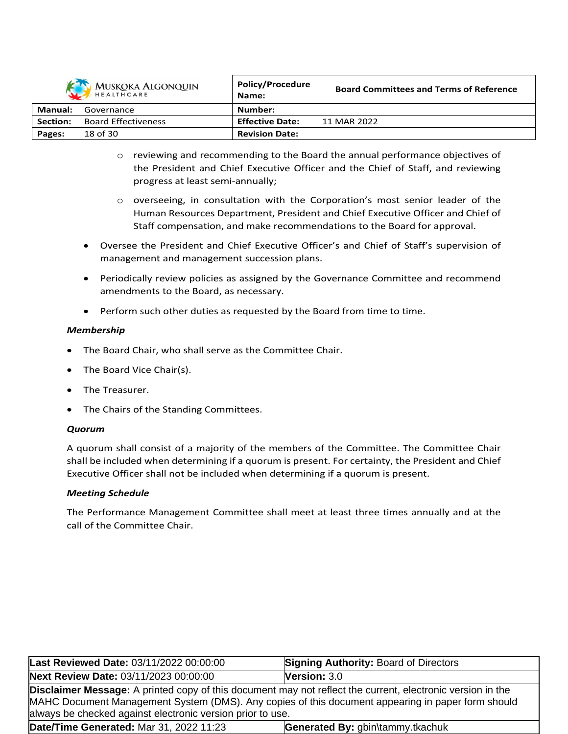- reviewing and recommending to the Board the annual performance objectives of the President and Chief Executive Officer and the Chief of Staff, and reviewing progress at least semi-annually;
    - overseeing, in consultation with the Corporation's most senior leader of the Human Resources Department, President and Chief Executive Officer and Chief of Staff compensation, and make recommendations to the Board for approval.
- Oversee the President and Chief Executive Officer's and Chief of Staff's supervision of management and management succession plans.
- Periodically review policies as assigned by the Governance Committee and recommend amendments to the Board, as necessary.
- Perform such other duties as requested by the Board from time to time.

***Membership***

- The Board Chair, who shall serve as the Committee Chair.
- The Board Vice Chair(s).
- The Treasurer.
- The Chairs of the Standing Committees.

***Quorum***

A quorum shall consist of a majority of the members of the Committee. The Committee Chair shall be included when determining if a quorum is present. For certainty, the President and Chief Executive Officer shall not be included when determining if a quorum is present.

***Meeting Schedule***

The Performance Management Committee shall meet at least three times annually and at the call of the Committee Chair.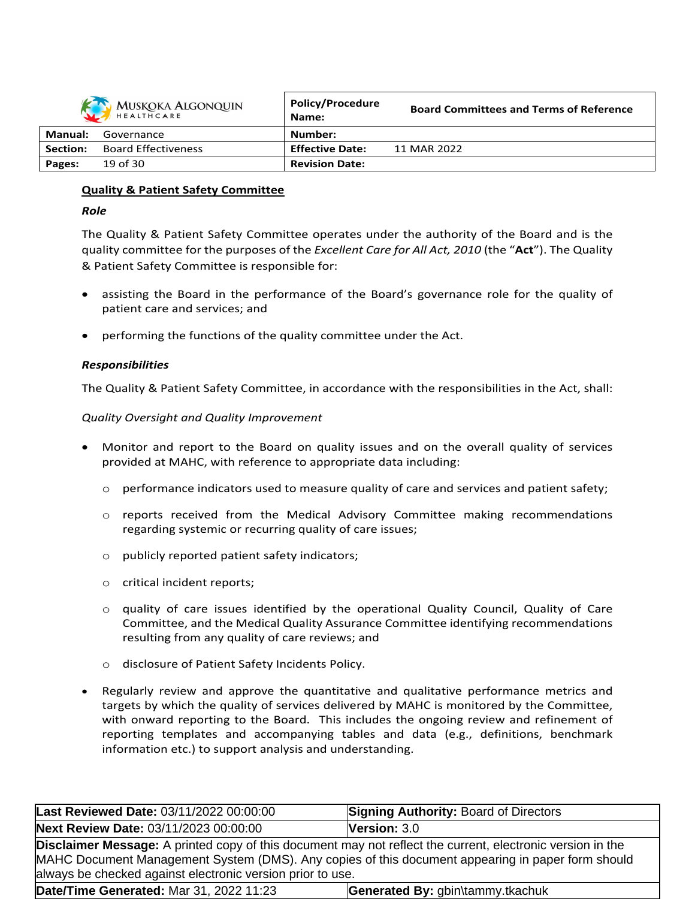## Quality & Patient Safety Committee

### *Role*

The Quality & Patient Safety Committee operates under the authority of the Board and is the quality committee for the purposes of the *Excellent Care for All Act, 2010* (the "**Act**"). The Quality & Patient Safety Committee is responsible for:

- assisting the Board in the performance of the Board's governance role for the quality of patient care and services; and
- performing the functions of the quality committee under the Act.

### *Responsibilities*

The Quality & Patient Safety Committee, in accordance with the responsibilities in the Act, shall:

*Quality Oversight and Quality Improvement*

- Monitor and report to the Board on quality issues and on the overall quality of services provided at MAHC, with reference to appropriate data including:
  - performance indicators used to measure quality of care and services and patient safety;
  - reports received from the Medical Advisory Committee making recommendations regarding systemic or recurring quality of care issues;
  - publicly reported patient safety indicators;
  - critical incident reports;
  - quality of care issues identified by the operational Quality Council, Quality of Care Committee, and the Medical Quality Assurance Committee identifying recommendations resulting from any quality of care reviews; and
  - disclosure of Patient Safety Incidents Policy.
- Regularly review and approve the quantitative and qualitative performance metrics and targets by which the quality of services delivered by MAHC is monitored by the Committee, with onward reporting to the Board. This includes the ongoing review and refinement of reporting templates and accompanying tables and data (e.g., definitions, benchmark information etc.) to support analysis and understanding.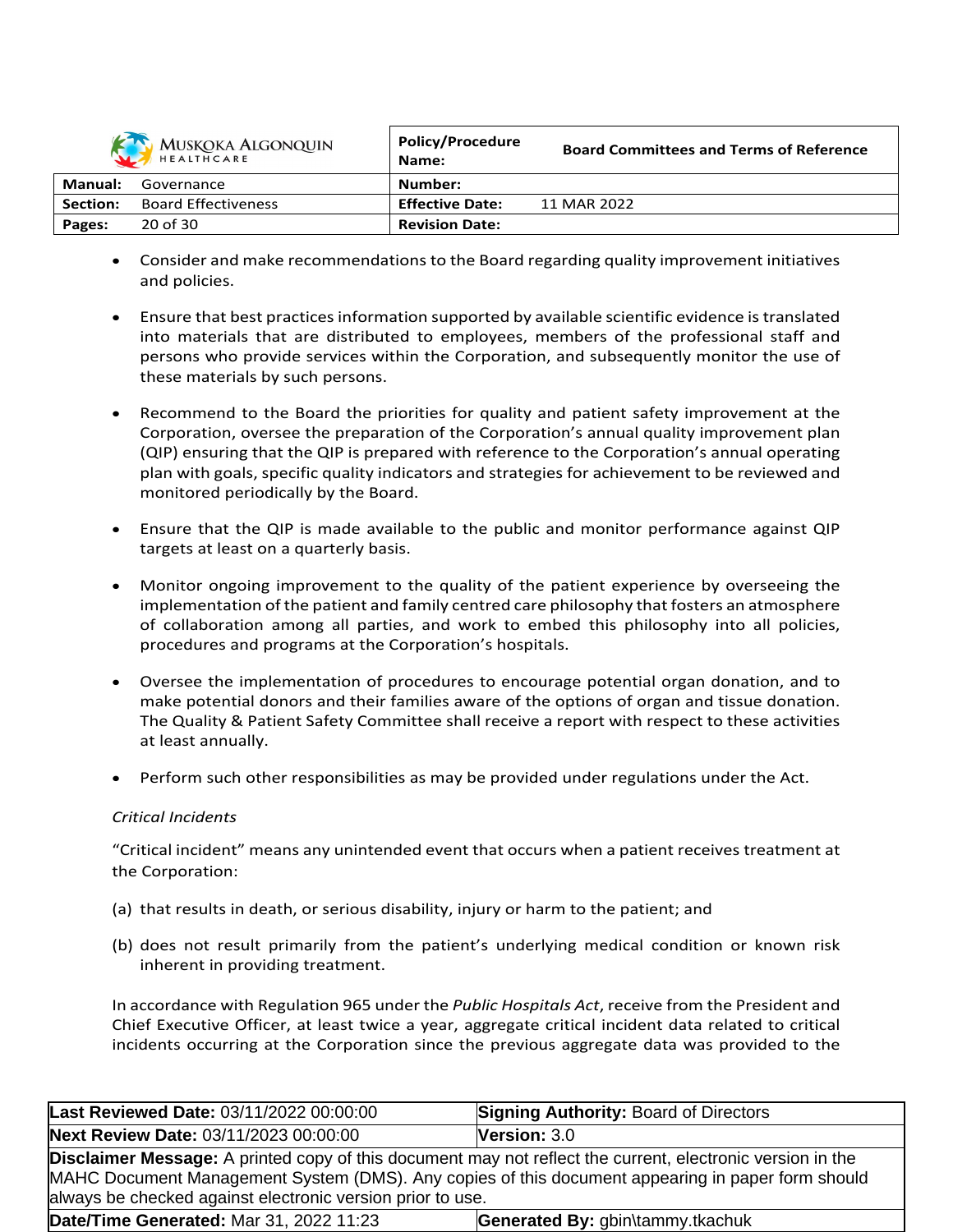- Consider and make recommendations to the Board regarding quality improvement initiatives and policies.

- Ensure that best practices information supported by available scientific evidence is translated into materials that are distributed to employees, members of the professional staff and persons who provide services within the Corporation, and subsequently monitor the use of these materials by such persons.

- Recommend to the Board the priorities for quality and patient safety improvement at the Corporation, oversee the preparation of the Corporation's annual quality improvement plan (QIP) ensuring that the QIP is prepared with reference to the Corporation's annual operating plan with goals, specific quality indicators and strategies for achievement to be reviewed and monitored periodically by the Board.

- Ensure that the QIP is made available to the public and monitor performance against QIP targets at least on a quarterly basis.

- Monitor ongoing improvement to the quality of the patient experience by overseeing the implementation of the patient and family centred care philosophy that fosters an atmosphere of collaboration among all parties, and work to embed this philosophy into all policies, procedures and programs at the Corporation's hospitals.

- Oversee the implementation of procedures to encourage potential organ donation, and to make potential donors and their families aware of the options of organ and tissue donation. The Quality & Patient Safety Committee shall receive a report with respect to these activities at least annually.

- Perform such other responsibilities as may be provided under regulations under the Act.

*Critical Incidents*

"Critical incident" means any unintended event that occurs when a patient receives treatment at the Corporation:

(a) that results in death, or serious disability, injury or harm to the patient; and

(b) does not result primarily from the patient's underlying medical condition or known risk inherent in providing treatment.

In accordance with Regulation 965 under the *Public Hospitals Act*, receive from the President and Chief Executive Officer, at least twice a year, aggregate critical incident data related to critical incidents occurring at the Corporation since the previous aggregate data was provided to the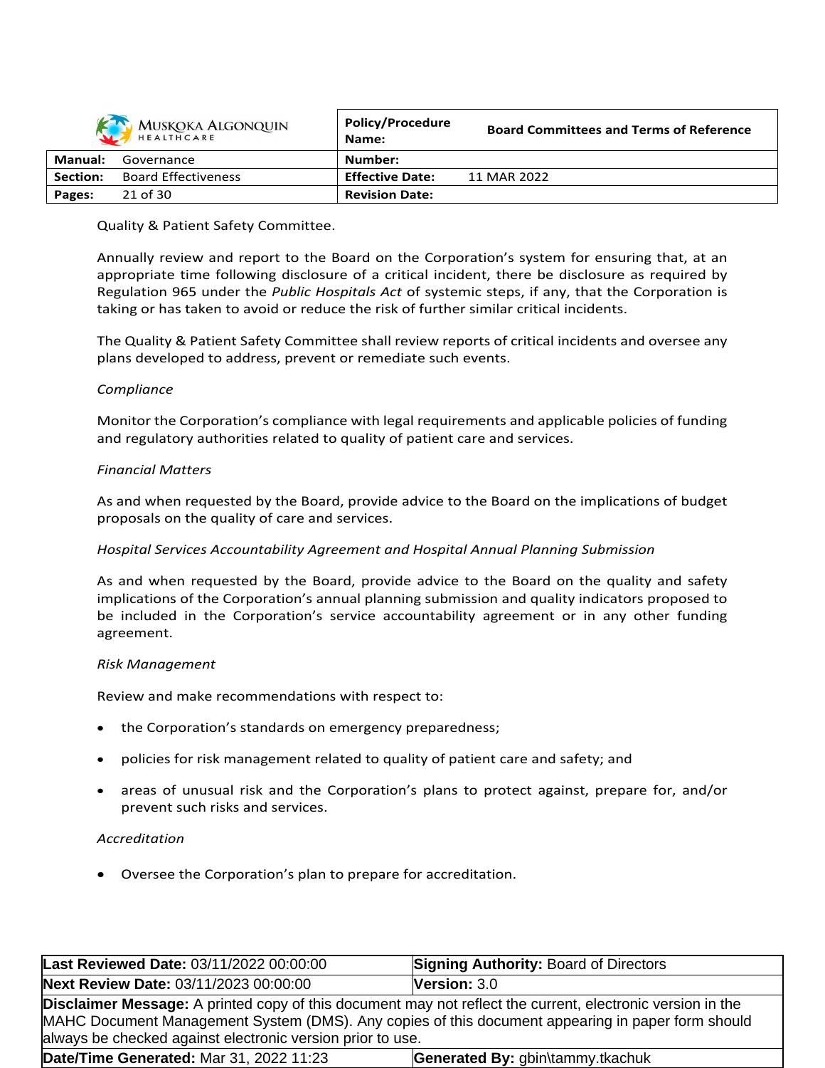Quality & Patient Safety Committee.

Annually review and report to the Board on the Corporation's system for ensuring that, at an appropriate time following disclosure of a critical incident, there be disclosure as required by Regulation 965 under the *Public Hospitals Act* of systemic steps, if any, that the Corporation is taking or has taken to avoid or reduce the risk of further similar critical incidents.

The Quality & Patient Safety Committee shall review reports of critical incidents and oversee any plans developed to address, prevent or remediate such events.

*Compliance*

Monitor the Corporation's compliance with legal requirements and applicable policies of funding and regulatory authorities related to quality of patient care and services.

*Financial Matters*

As and when requested by the Board, provide advice to the Board on the implications of budget proposals on the quality of care and services.

*Hospital Services Accountability Agreement and Hospital Annual Planning Submission*

As and when requested by the Board, provide advice to the Board on the quality and safety implications of the Corporation's annual planning submission and quality indicators proposed to be included in the Corporation's service accountability agreement or in any other funding agreement.

*Risk Management*

Review and make recommendations with respect to:

- the Corporation's standards on emergency preparedness;
- policies for risk management related to quality of patient care and safety; and
- areas of unusual risk and the Corporation's plans to protect against, prepare for, and/or prevent such risks and services.

*Accreditation*

- Oversee the Corporation's plan to prepare for accreditation.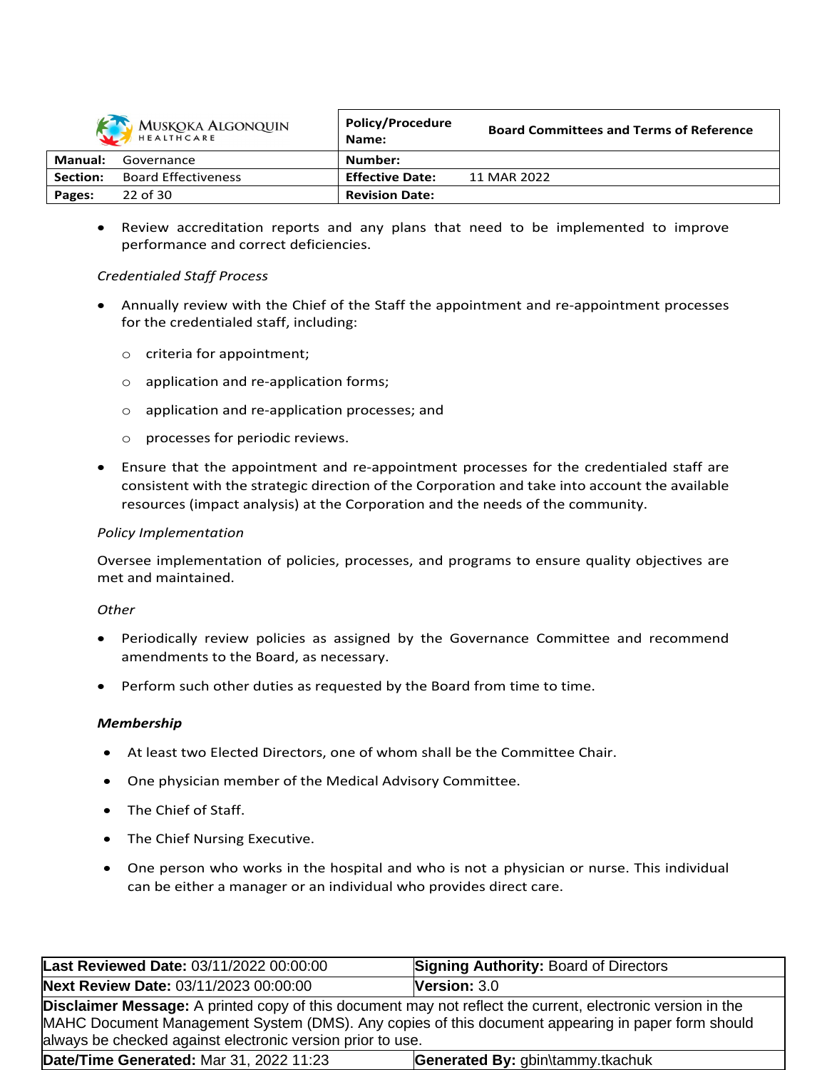- Review accreditation reports and any plans that need to be implemented to improve performance and correct deficiencies.

*Credentialed Staff Process*

- Annually review with the Chief of the Staff the appointment and re-appointment processes for the credentialed staff, including:
  - criteria for appointment;
  - application and re-application forms;
  - application and re-application processes; and
  - processes for periodic reviews.
- Ensure that the appointment and re-appointment processes for the credentialed staff are consistent with the strategic direction of the Corporation and take into account the available resources (impact analysis) at the Corporation and the needs of the community.

*Policy Implementation*

Oversee implementation of policies, processes, and programs to ensure quality objectives are met and maintained.

*Other*

- Periodically review policies as assigned by the Governance Committee and recommend amendments to the Board, as necessary.
- Perform such other duties as requested by the Board from time to time.

***Membership***

- At least two Elected Directors, one of whom shall be the Committee Chair.
- One physician member of the Medical Advisory Committee.
- The Chief of Staff.
- The Chief Nursing Executive.
- One person who works in the hospital and who is not a physician or nurse. This individual can be either a manager or an individual who provides direct care.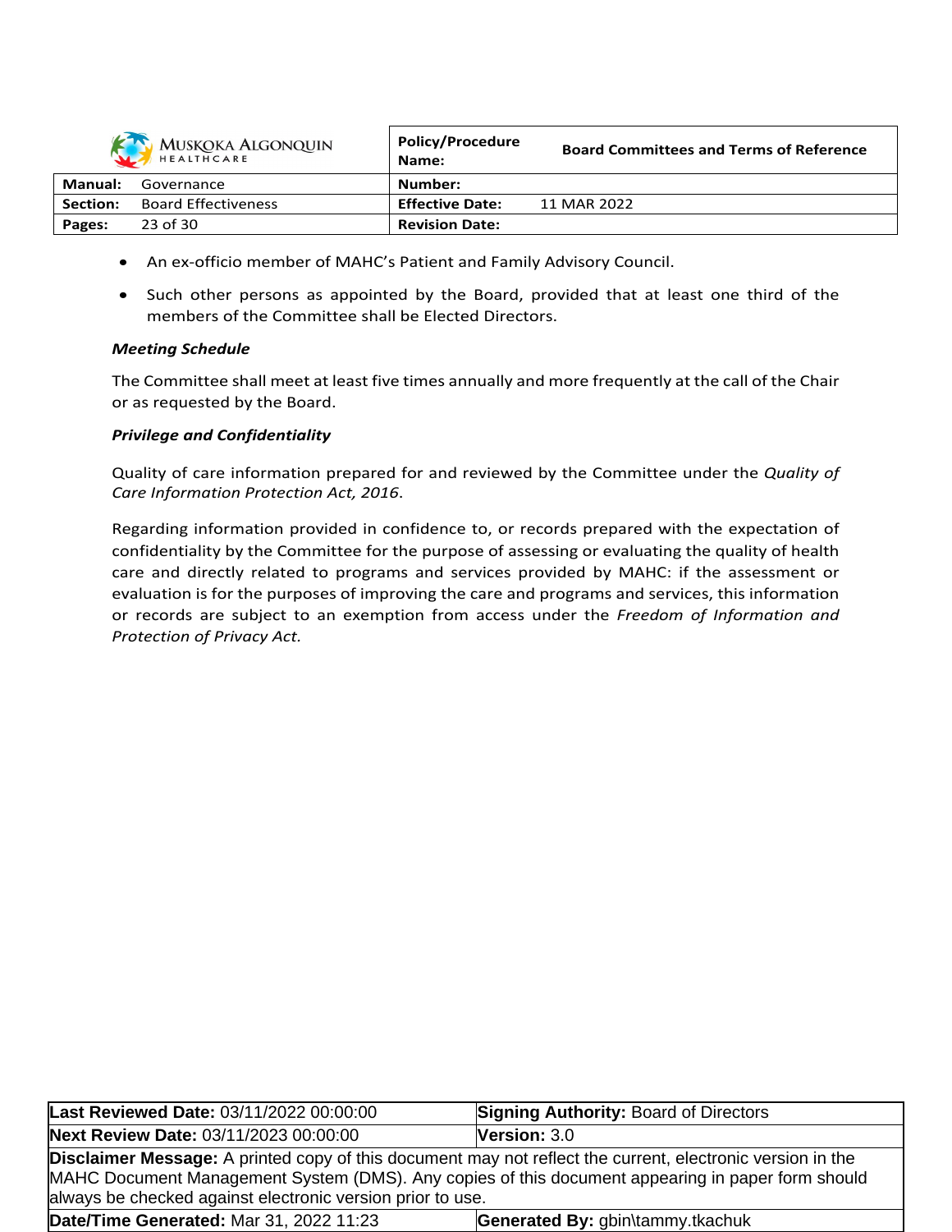- An ex-officio member of MAHC's Patient and Family Advisory Council.
- Such other persons as appointed by the Board, provided that at least one third of the members of the Committee shall be Elected Directors.

***Meeting Schedule***

The Committee shall meet at least five times annually and more frequently at the call of the Chair or as requested by the Board.

***Privilege and Confidentiality***

Quality of care information prepared for and reviewed by the Committee under the *Quality of Care Information Protection Act, 2016*.

Regarding information provided in confidence to, or records prepared with the expectation of confidentiality by the Committee for the purpose of assessing or evaluating the quality of health care and directly related to programs and services provided by MAHC: if the assessment or evaluation is for the purposes of improving the care and programs and services, this information or records are subject to an exemption from access under the *Freedom of Information and Protection of Privacy Act.*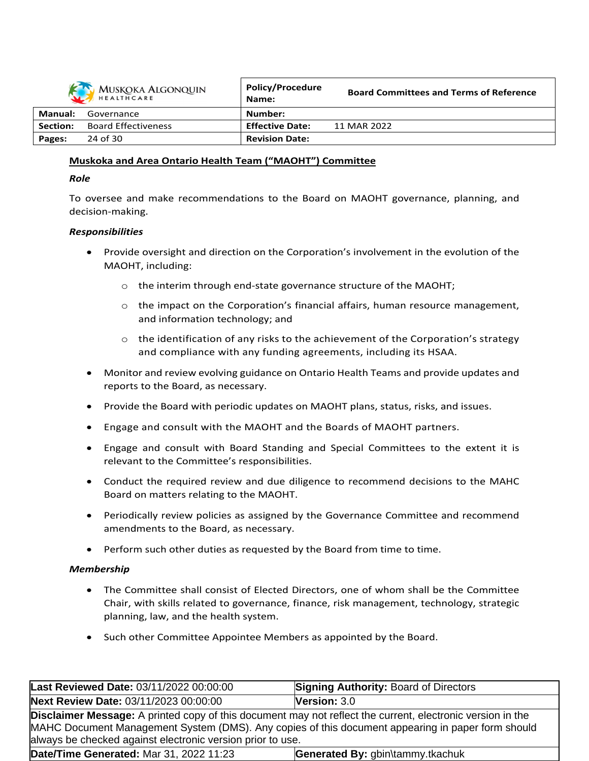## Muskoka and Area Ontario Health Team (“MAOHT”) Committee

***Role***

To oversee and make recommendations to the Board on MAOHT governance, planning, and decision-making.

***Responsibilities***

- Provide oversight and direction on the Corporation’s involvement in the evolution of the MAOHT, including:
  - the interim through end-state governance structure of the MAOHT;
  - the impact on the Corporation’s financial affairs, human resource management, and information technology; and
  - the identification of any risks to the achievement of the Corporation’s strategy and compliance with any funding agreements, including its HSAA.
- Monitor and review evolving guidance on Ontario Health Teams and provide updates and reports to the Board, as necessary.
- Provide the Board with periodic updates on MAOHT plans, status, risks, and issues.
- Engage and consult with the MAOHT and the Boards of MAOHT partners.
- Engage and consult with Board Standing and Special Committees to the extent it is relevant to the Committee’s responsibilities.
- Conduct the required review and due diligence to recommend decisions to the MAHC Board on matters relating to the MAOHT.
- Periodically review policies as assigned by the Governance Committee and recommend amendments to the Board, as necessary.
- Perform such other duties as requested by the Board from time to time.

***Membership***

- The Committee shall consist of Elected Directors, one of whom shall be the Committee Chair, with skills related to governance, finance, risk management, technology, strategic planning, law, and the health system.
- Such other Committee Appointee Members as appointed by the Board.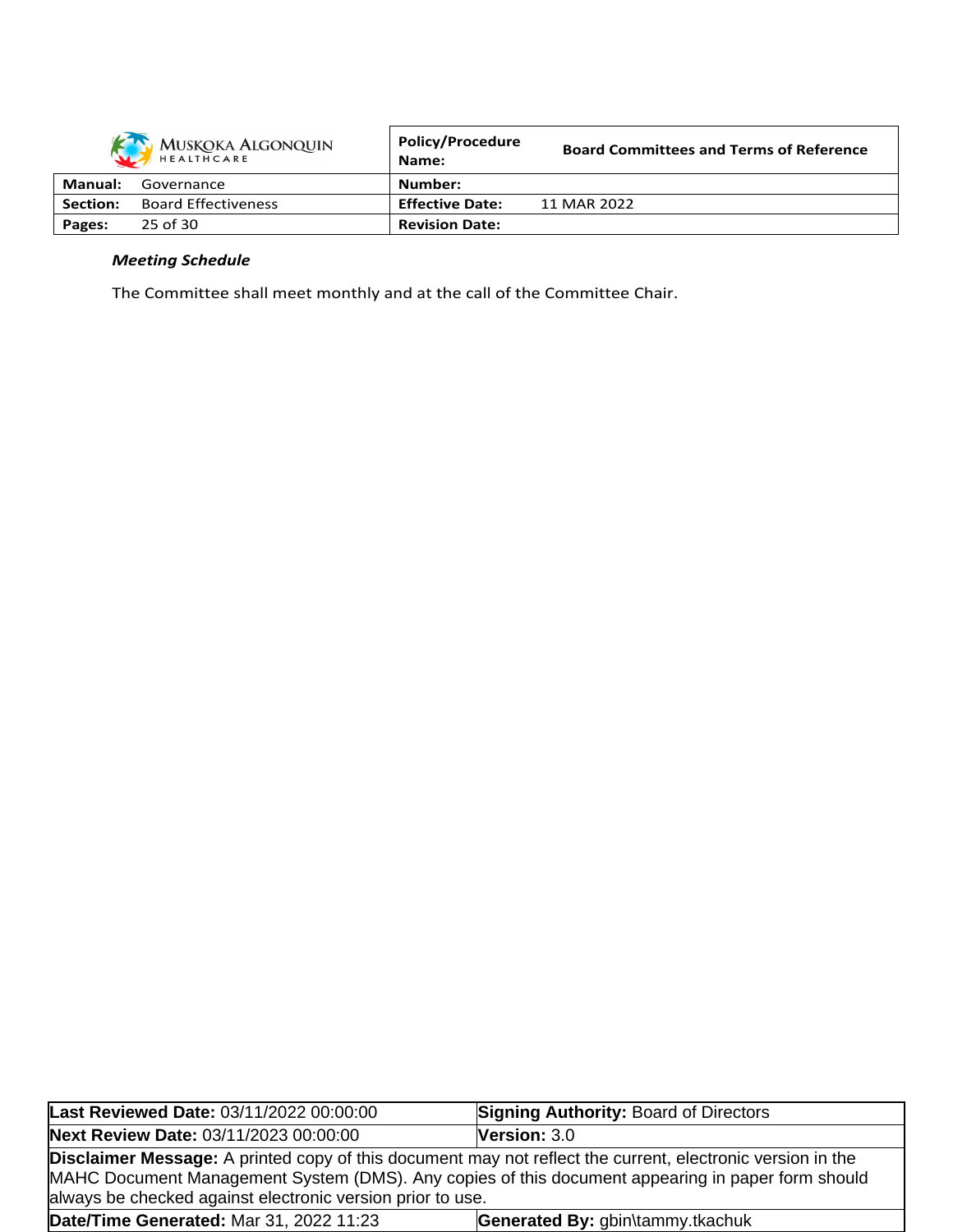***Meeting Schedule***

The Committee shall meet monthly and at the call of the Committee Chair.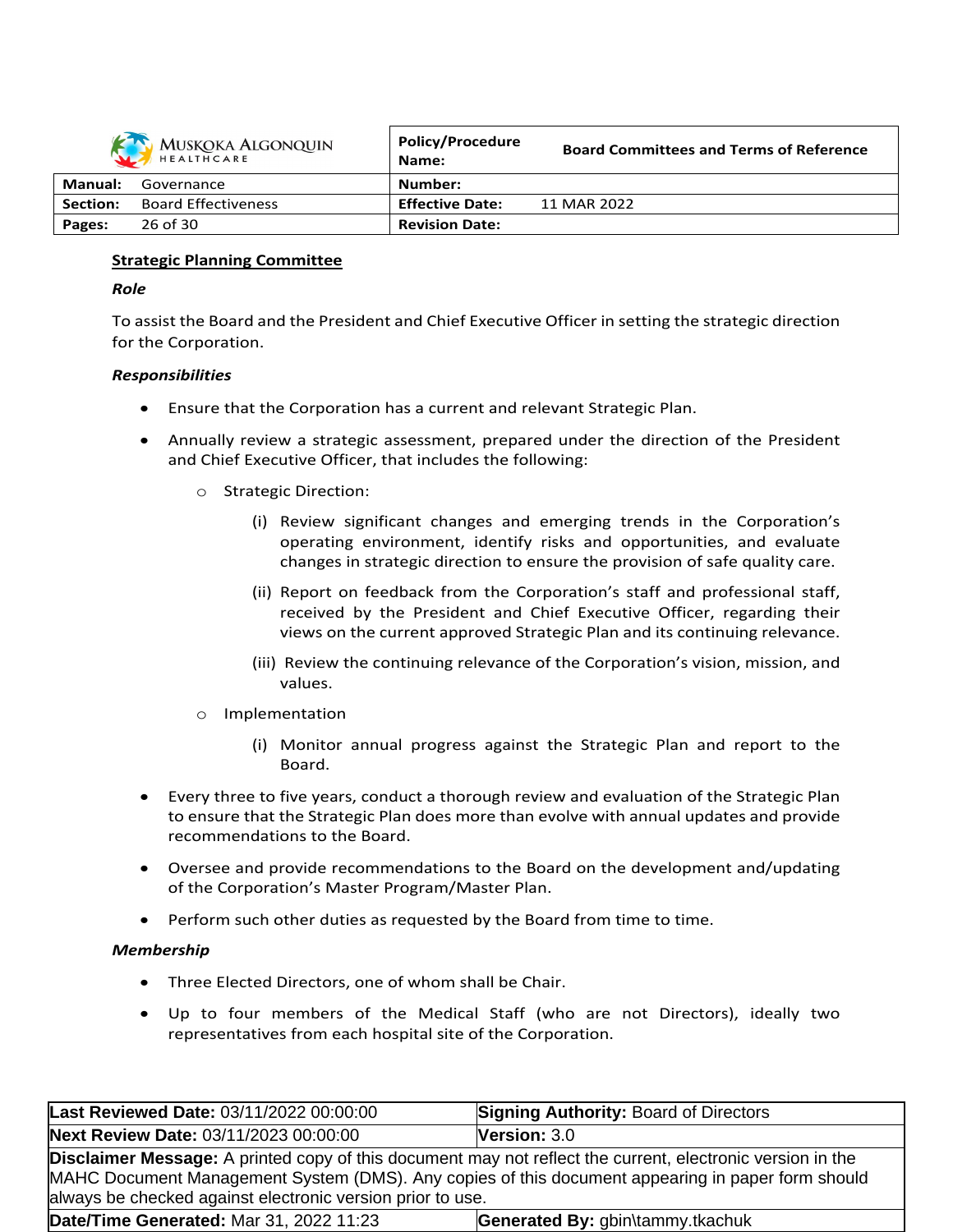## Strategic Planning Committee

***Role***

To assist the Board and the President and Chief Executive Officer in setting the strategic direction for the Corporation.

***Responsibilities***

- Ensure that the Corporation has a current and relevant Strategic Plan.
- Annually review a strategic assessment, prepared under the direction of the President and Chief Executive Officer, that includes the following:
  - Strategic Direction:
    - (i) Review significant changes and emerging trends in the Corporation's operating environment, identify risks and opportunities, and evaluate changes in strategic direction to ensure the provision of safe quality care.
    - (ii) Report on feedback from the Corporation's staff and professional staff, received by the President and Chief Executive Officer, regarding their views on the current approved Strategic Plan and its continuing relevance.
    - (iii) Review the continuing relevance of the Corporation's vision, mission, and values.
  - Implementation
    - (i) Monitor annual progress against the Strategic Plan and report to the Board.
- Every three to five years, conduct a thorough review and evaluation of the Strategic Plan to ensure that the Strategic Plan does more than evolve with annual updates and provide recommendations to the Board.
- Oversee and provide recommendations to the Board on the development and/updating of the Corporation's Master Program/Master Plan.
- Perform such other duties as requested by the Board from time to time.

***Membership***

- Three Elected Directors, one of whom shall be Chair.
- Up to four members of the Medical Staff (who are not Directors), ideally two representatives from each hospital site of the Corporation.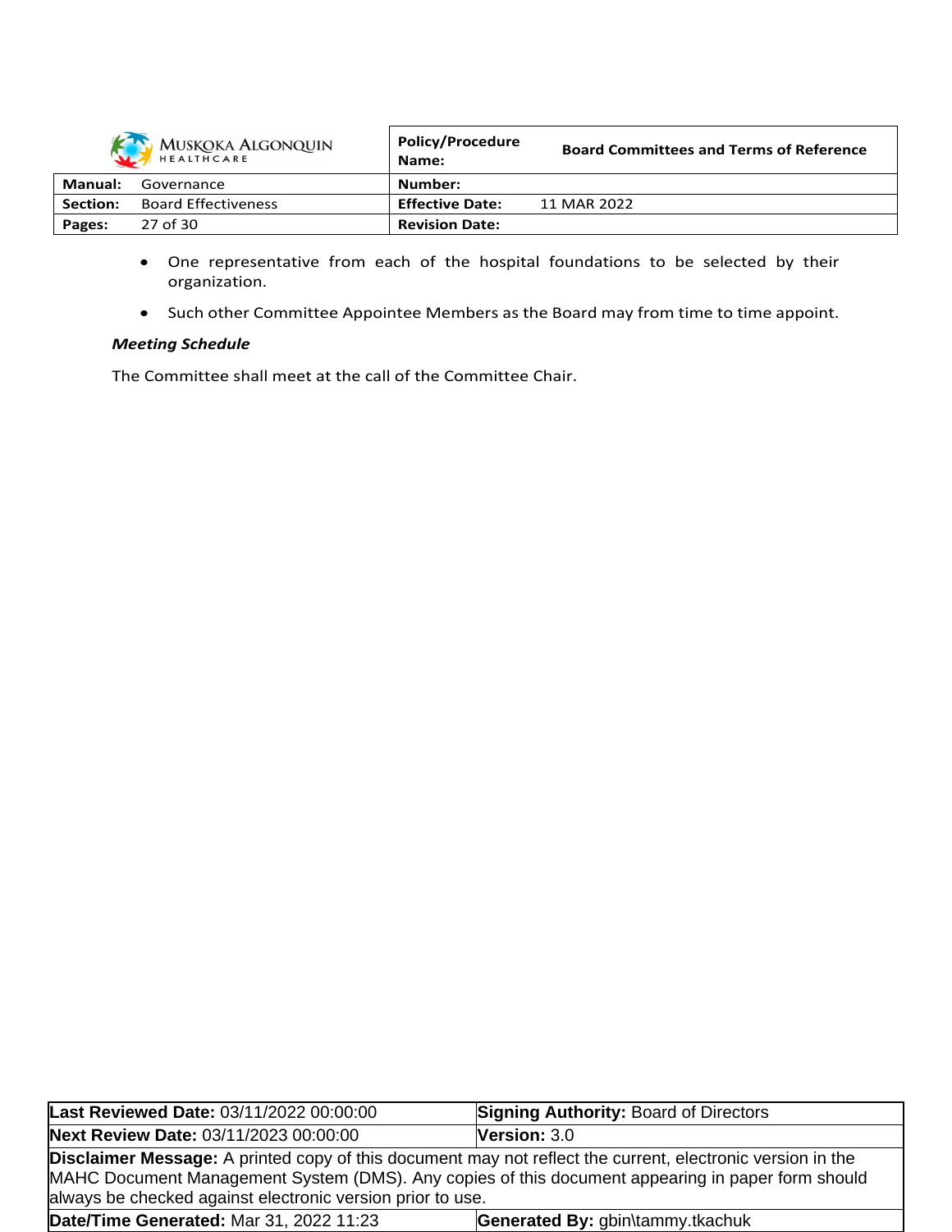- One representative from each of the hospital foundations to be selected by their organization.
- Such other Committee Appointee Members as the Board may from time to time appoint.

***Meeting Schedule***

The Committee shall meet at the call of the Committee Chair.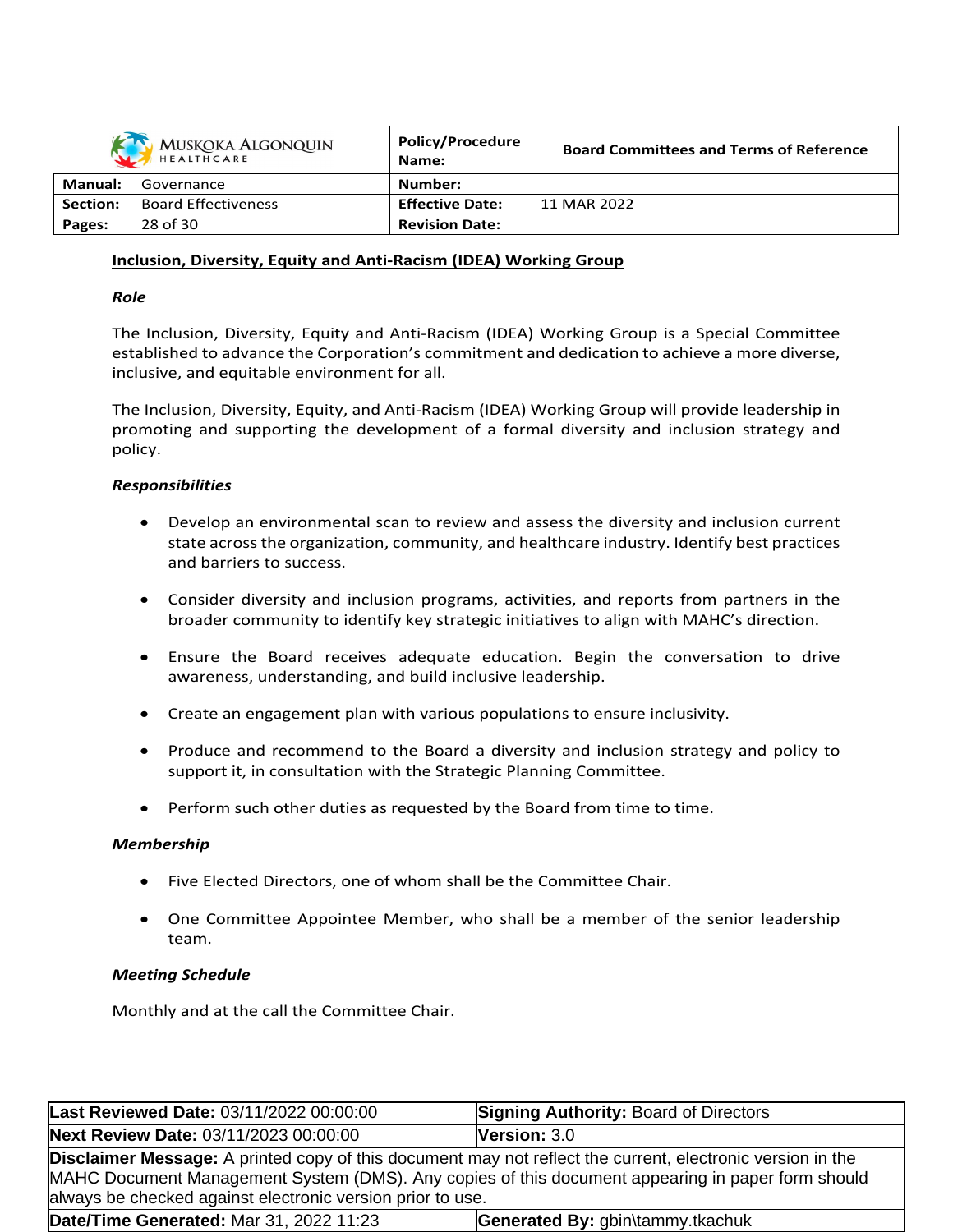## Inclusion, Diversity, Equity and Anti-Racism (IDEA) Working Group

***Role***

The Inclusion, Diversity, Equity and Anti-Racism (IDEA) Working Group is a Special Committee established to advance the Corporation's commitment and dedication to achieve a more diverse, inclusive, and equitable environment for all.

The Inclusion, Diversity, Equity, and Anti-Racism (IDEA) Working Group will provide leadership in promoting and supporting the development of a formal diversity and inclusion strategy and policy.

***Responsibilities***

- Develop an environmental scan to review and assess the diversity and inclusion current state across the organization, community, and healthcare industry. Identify best practices and barriers to success.
- Consider diversity and inclusion programs, activities, and reports from partners in the broader community to identify key strategic initiatives to align with MAHC's direction.
- Ensure the Board receives adequate education. Begin the conversation to drive awareness, understanding, and build inclusive leadership.
- Create an engagement plan with various populations to ensure inclusivity.
- Produce and recommend to the Board a diversity and inclusion strategy and policy to support it, in consultation with the Strategic Planning Committee.
- Perform such other duties as requested by the Board from time to time.

***Membership***

- Five Elected Directors, one of whom shall be the Committee Chair.
- One Committee Appointee Member, who shall be a member of the senior leadership team.

***Meeting Schedule***

Monthly and at the call the Committee Chair.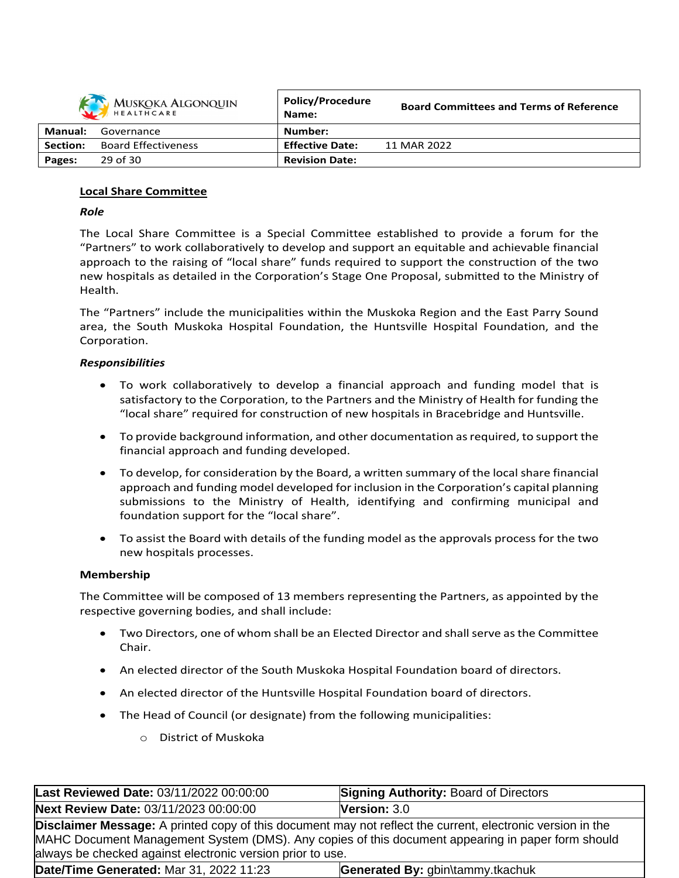## Local Share Committee

***Role***

The Local Share Committee is a Special Committee established to provide a forum for the "Partners" to work collaboratively to develop and support an equitable and achievable financial approach to the raising of "local share" funds required to support the construction of the two new hospitals as detailed in the Corporation's Stage One Proposal, submitted to the Ministry of Health.

The "Partners" include the municipalities within the Muskoka Region and the East Parry Sound area, the South Muskoka Hospital Foundation, the Huntsville Hospital Foundation, and the Corporation.

***Responsibilities***

- To work collaboratively to develop a financial approach and funding model that is satisfactory to the Corporation, to the Partners and the Ministry of Health for funding the "local share" required for construction of new hospitals in Bracebridge and Huntsville.
- To provide background information, and other documentation as required, to support the financial approach and funding developed.
- To develop, for consideration by the Board, a written summary of the local share financial approach and funding model developed for inclusion in the Corporation's capital planning submissions to the Ministry of Health, identifying and confirming municipal and foundation support for the "local share".
- To assist the Board with details of the funding model as the approvals process for the two new hospitals processes.

**Membership**

The Committee will be composed of 13 members representing the Partners, as appointed by the respective governing bodies, and shall include:

- Two Directors, one of whom shall be an Elected Director and shall serve as the Committee Chair.
- An elected director of the South Muskoka Hospital Foundation board of directors.
- An elected director of the Huntsville Hospital Foundation board of directors.
- The Head of Council (or designate) from the following municipalities:
  - District of Muskoka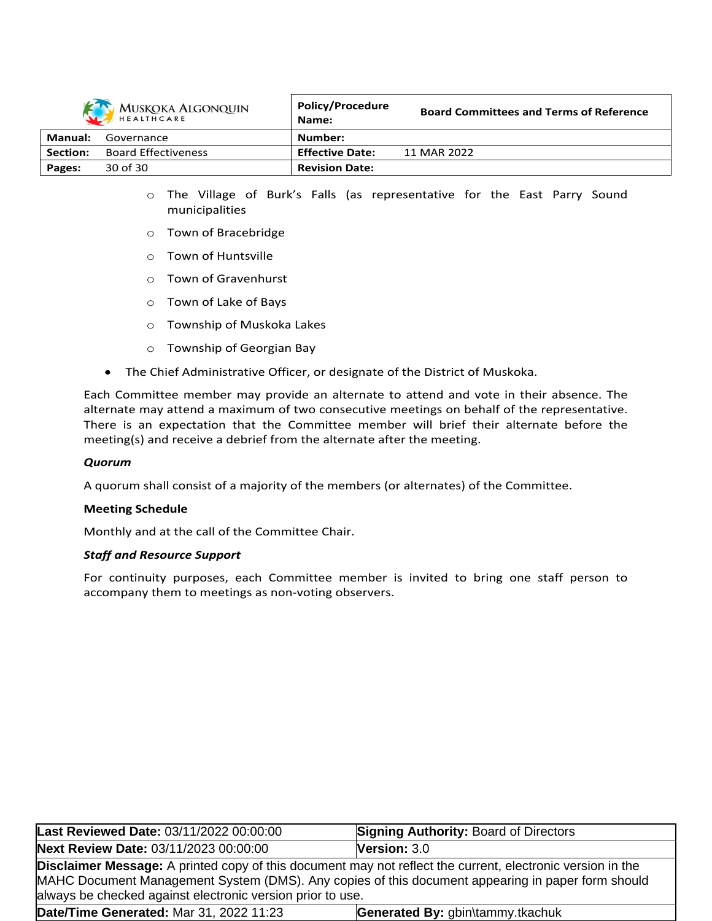- The Village of Burk's Falls (as representative for the East Parry Sound municipalities
- Town of Bracebridge
- Town of Huntsville
- Town of Gravenhurst
- Town of Lake of Bays
- Township of Muskoka Lakes
- Township of Georgian Bay

- The Chief Administrative Officer, or designate of the District of Muskoka.

Each Committee member may provide an alternate to attend and vote in their absence. The alternate may attend a maximum of two consecutive meetings on behalf of the representative. There is an expectation that the Committee member will brief their alternate before the meeting(s) and receive a debrief from the alternate after the meeting.

***Quorum***

A quorum shall consist of a majority of the members (or alternates) of the Committee.

**Meeting Schedule**

Monthly and at the call of the Committee Chair.

***Staff and Resource Support***

For continuity purposes, each Committee member is invited to bring one staff person to accompany them to meetings as non-voting observers.

| | |
|---|---|
| **Last Reviewed Date:** 03/11/2022 00:00:00 | **Signing Authority:** Board of Directors |
| **Next Review Date:** 03/11/2023 00:00:00 | **Version:** 3.0 |
| **Disclaimer Message:** A printed copy of this document may not reflect the current, electronic version in the MAHC Document Management System (DMS). Any copies of this document appearing in paper form should always be checked against electronic version prior to use. | |
| **Date/Time Generated:** Mar 31, 2022 11:23 | **Generated By:** gbin\tammy.tkachuk |